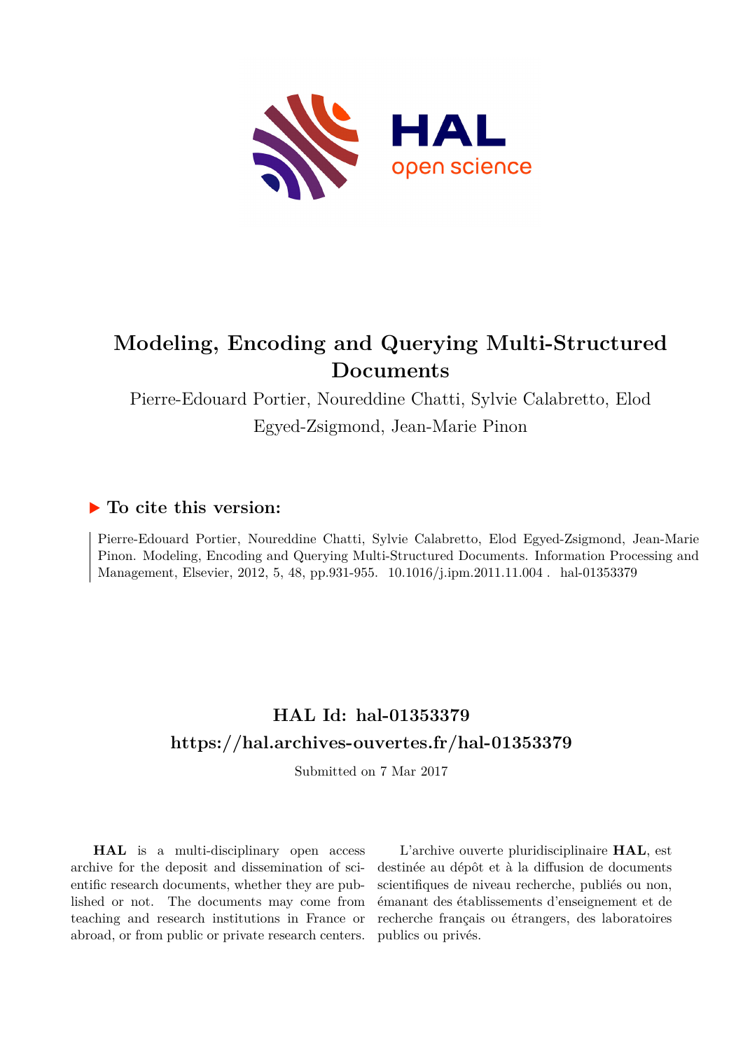# Modeling, Encoding and Querying Multi-Structured Documents

Pierre-Edouard Portier, Noureddine Chatti, Sylvie Calabretto, Elod Egyed-Zsigmond, Jean-Marie Pinon

## ▶ To cite this version:

Pierre-Edouard Portier, Noureddine Chatti, Sylvie Calabretto, Elod Egyed-Zsigmond, Jean-Marie Pinon. Modeling, Encoding and Querying Multi-Structured Documents. Information Processing and Management, Elsevier, 2012, 5, 48, pp.931-955. 10.1016/j.ipm.2011.11.004 . hal-01353379

## HAL Id: hal-01353379

## https://hal.archives-ouvertes.fr/hal-01353379

Submitted on 7 Mar 2017

**HAL** is a multi-disciplinary open access archive for the deposit and dissemination of scientific research documents, whether they are published or not. The documents may come from teaching and research institutions in France or abroad, or from public or private research centers.

L'archive ouverte pluridisciplinaire **HAL**, est destinée au dépôt et à la diffusion de documents scientifiques de niveau recherche, publiés ou non, émanant des établissements d'enseignement et de recherche français ou étrangers, des laboratoires publics ou privés.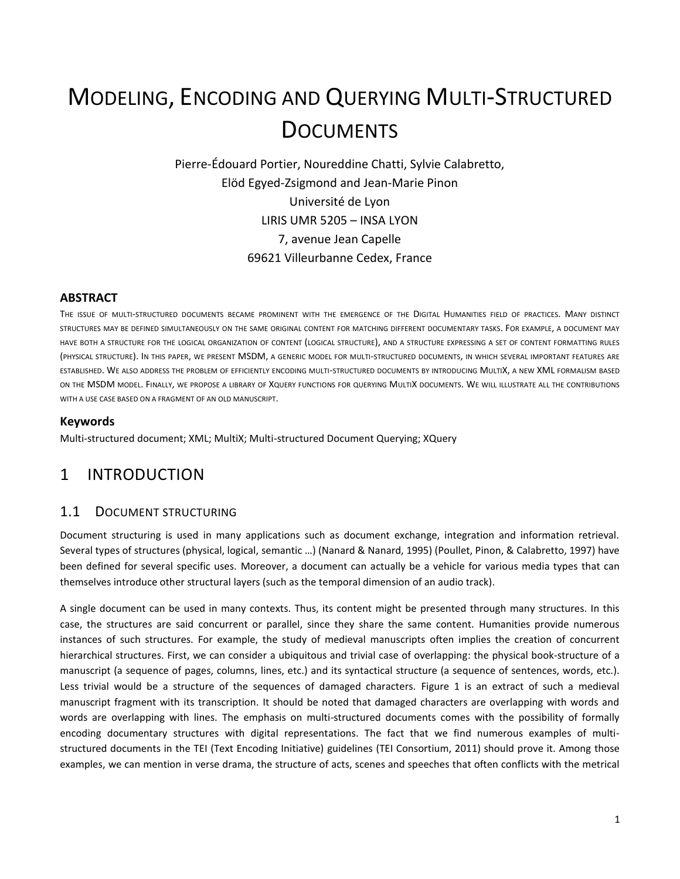# MODELING, ENCODING AND QUERYING MULTI-STRUCTURED DOCUMENTS

Pierre-Édouard Portier, Noureddine Chatti, Sylvie Calabretto,
Elöd Egyed-Zsigmond and Jean-Marie Pinon
Université de Lyon
LIRIS UMR 5205 – INSA LYON
7, avenue Jean Capelle
69621 Villeurbanne Cedex, France

### ABSTRACT

THE ISSUE OF MULTI-STRUCTURED DOCUMENTS BECAME PROMINENT WITH THE EMERGENCE OF THE DIGITAL HUMANITIES FIELD OF PRACTICES. MANY DISTINCT STRUCTURES MAY BE DEFINED SIMULTANEOUSLY ON THE SAME ORIGINAL CONTENT FOR MATCHING DIFFERENT DOCUMENTARY TASKS. FOR EXAMPLE, A DOCUMENT MAY HAVE BOTH A STRUCTURE FOR THE LOGICAL ORGANIZATION OF CONTENT (LOGICAL STRUCTURE), AND A STRUCTURE EXPRESSING A SET OF CONTENT FORMATTING RULES (PHYSICAL STRUCTURE). IN THIS PAPER, WE PRESENT MSDM, A GENERIC MODEL FOR MULTI-STRUCTURED DOCUMENTS, IN WHICH SEVERAL IMPORTANT FEATURES ARE ESTABLISHED. WE ALSO ADDRESS THE PROBLEM OF EFFICIENTLY ENCODING MULTI-STRUCTURED DOCUMENTS BY INTRODUCING MULTIX, A NEW XML FORMALISM BASED ON THE MSDM MODEL. FINALLY, WE PROPOSE A LIBRARY OF XQUERY FUNCTIONS FOR QUERYING MULTIX DOCUMENTS. WE WILL ILLUSTRATE ALL THE CONTRIBUTIONS WITH A USE CASE BASED ON A FRAGMENT OF AN OLD MANUSCRIPT.

### Keywords

Multi-structured document; XML; MultiX; Multi-structured Document Querying; XQuery

## 1 INTRODUCTION

### 1.1 DOCUMENT STRUCTURING

Document structuring is used in many applications such as document exchange, integration and information retrieval. Several types of structures (physical, logical, semantic …) (Nanard & Nanard, 1995) (Poullet, Pinon, & Calabretto, 1997) have been defined for several specific uses. Moreover, a document can actually be a vehicle for various media types that can themselves introduce other structural layers (such as the temporal dimension of an audio track).

A single document can be used in many contexts. Thus, its content might be presented through many structures. In this case, the structures are said concurrent or parallel, since they share the same content. Humanities provide numerous instances of such structures. For example, the study of medieval manuscripts often implies the creation of concurrent hierarchical structures. First, we can consider a ubiquitous and trivial case of overlapping: the physical book-structure of a manuscript (a sequence of pages, columns, lines, etc.) and its syntactical structure (a sequence of sentences, words, etc.). Less trivial would be a structure of the sequences of damaged characters. Figure 1 is an extract of such a medieval manuscript fragment with its transcription. It should be noted that damaged characters are overlapping with words and words are overlapping with lines. The emphasis on multi-structured documents comes with the possibility of formally encoding documentary structures with digital representations. The fact that we find numerous examples of multi-structured documents in the TEI (Text Encoding Initiative) guidelines (TEI Consortium, 2011) should prove it. Among those examples, we can mention in verse drama, the structure of acts, scenes and speeches that often conflicts with the metrical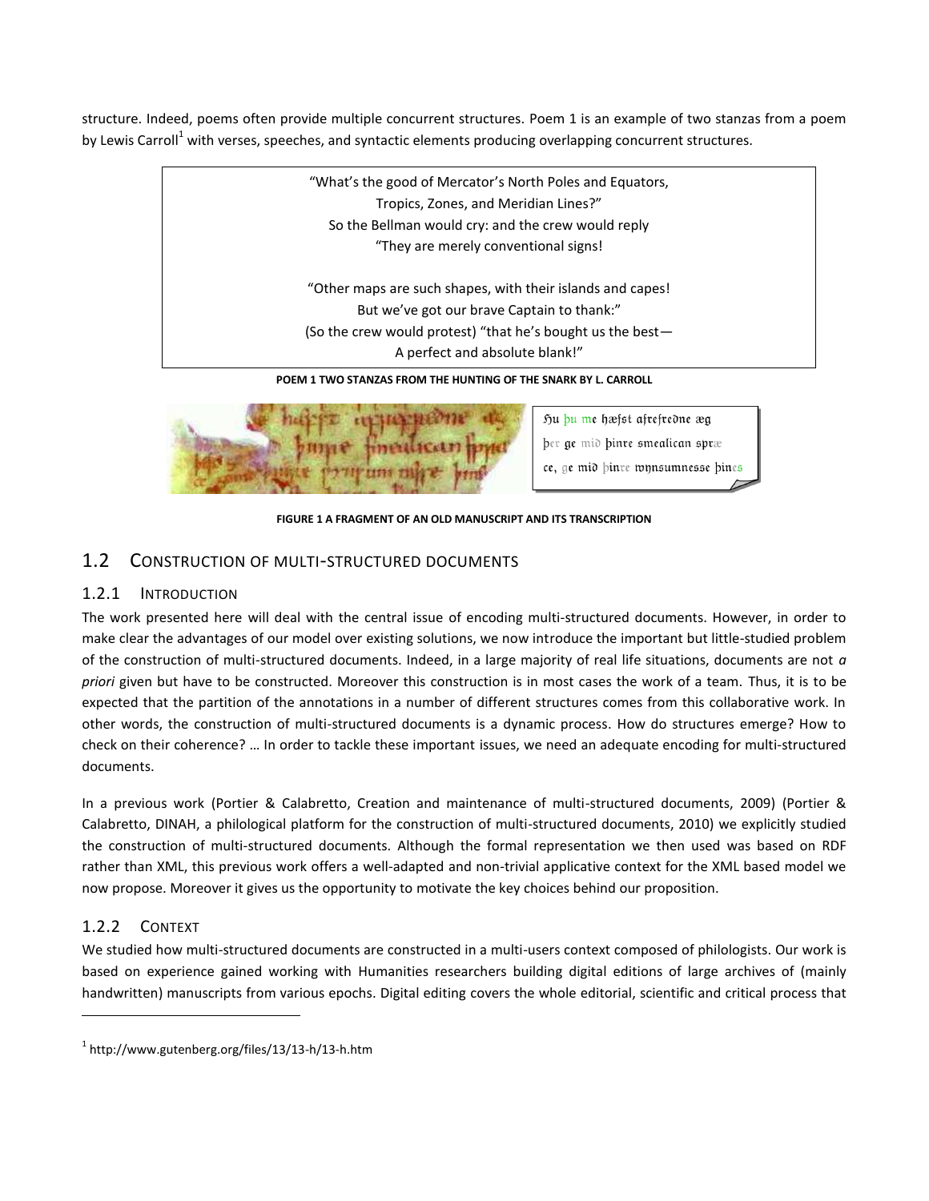structure. Indeed, poems often provide multiple concurrent structures. Poem 1 is an example of two stanzas from a poem by Lewis Carroll[1] with verses, speeches, and syntactic elements producing overlapping concurrent structures.

> "What's the good of Mercator's North Poles and Equators,
> Tropics, Zones, and Meridian Lines?"
> So the Bellman would cry: and the crew would reply
> "They are merely conventional signs!
>
> "Other maps are such shapes, with their islands and capes!
> But we've got our brave Captain to thank:"
> (So the crew would protest) "that he's bought us the best—
> A perfect and absolute blank!"

**POEM 1 TWO STANZAS FROM THE HUNTING OF THE SNARK BY L. CARROLL**

Hu þu me hæfst afrefredne æg
þer ge mid þinre smealican spræ
ce, ge mid þinre wynsumnesse þines

**FIGURE 1 A FRAGMENT OF AN OLD MANUSCRIPT AND ITS TRANSCRIPTION**

## 1.2 Construction of multi-structured documents

### 1.2.1 Introduction

The work presented here will deal with the central issue of encoding multi-structured documents. However, in order to make clear the advantages of our model over existing solutions, we now introduce the important but little-studied problem of the construction of multi-structured documents. Indeed, in a large majority of real life situations, documents are not *a priori* given but have to be constructed. Moreover this construction is in most cases the work of a team. Thus, it is to be expected that the partition of the annotations in a number of different structures comes from this collaborative work. In other words, the construction of multi-structured documents is a dynamic process. How do structures emerge? How to check on their coherence? … In order to tackle these important issues, we need an adequate encoding for multi-structured documents.

In a previous work (Portier & Calabretto, Creation and maintenance of multi-structured documents, 2009) (Portier & Calabretto, DINAH, a philological platform for the construction of multi-structured documents, 2010) we explicitly studied the construction of multi-structured documents. Although the formal representation we then used was based on RDF rather than XML, this previous work offers a well-adapted and non-trivial applicative context for the XML based model we now propose. Moreover it gives us the opportunity to motivate the key choices behind our proposition.

### 1.2.2 Context

We studied how multi-structured documents are constructed in a multi-users context composed of philologists. Our work is based on experience gained working with Humanities researchers building digital editions of large archives of (mainly handwritten) manuscripts from various epochs. Digital editing covers the whole editorial, scientific and critical process that

---

[1] http://www.gutenberg.org/files/13/13-h/13-h.htm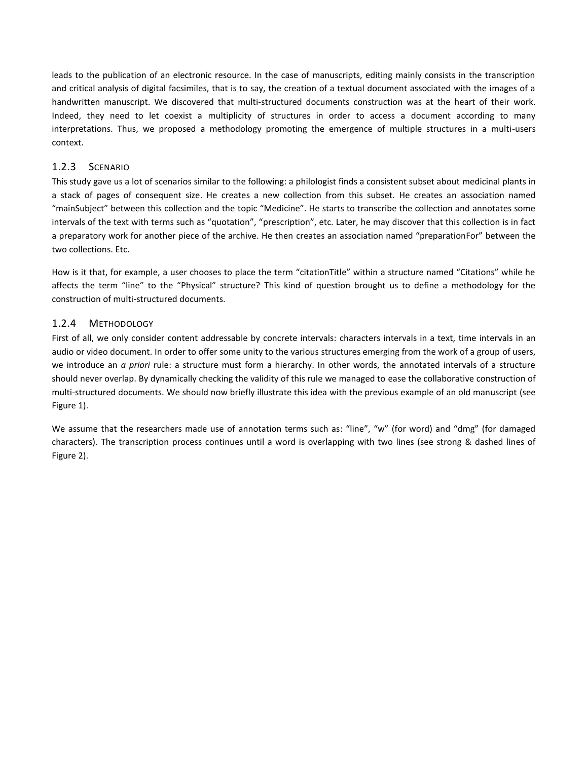leads to the publication of an electronic resource. In the case of manuscripts, editing mainly consists in the transcription and critical analysis of digital facsimiles, that is to say, the creation of a textual document associated with the images of a handwritten manuscript. We discovered that multi-structured documents construction was at the heart of their work. Indeed, they need to let coexist a multiplicity of structures in order to access a document according to many interpretations. Thus, we proposed a methodology promoting the emergence of multiple structures in a multi-users context.

### 1.2.3 Scenario

This study gave us a lot of scenarios similar to the following: a philologist finds a consistent subset about medicinal plants in a stack of pages of consequent size. He creates a new collection from this subset. He creates an association named "mainSubject" between this collection and the topic "Medicine". He starts to transcribe the collection and annotates some intervals of the text with terms such as "quotation", "prescription", etc. Later, he may discover that this collection is in fact a preparatory work for another piece of the archive. He then creates an association named "preparationFor" between the two collections. Etc.

How is it that, for example, a user chooses to place the term "citationTitle" within a structure named "Citations" while he affects the term "line" to the "Physical" structure? This kind of question brought us to define a methodology for the construction of multi-structured documents.

### 1.2.4 Methodology

First of all, we only consider content addressable by concrete intervals: characters intervals in a text, time intervals in an audio or video document. In order to offer some unity to the various structures emerging from the work of a group of users, we introduce an *a priori* rule: a structure must form a hierarchy. In other words, the annotated intervals of a structure should never overlap. By dynamically checking the validity of this rule we managed to ease the collaborative construction of multi-structured documents. We should now briefly illustrate this idea with the previous example of an old manuscript (see Figure 1).

We assume that the researchers made use of annotation terms such as: "line", "w" (for word) and "dmg" (for damaged characters). The transcription process continues until a word is overlapping with two lines (see strong & dashed lines of Figure 2).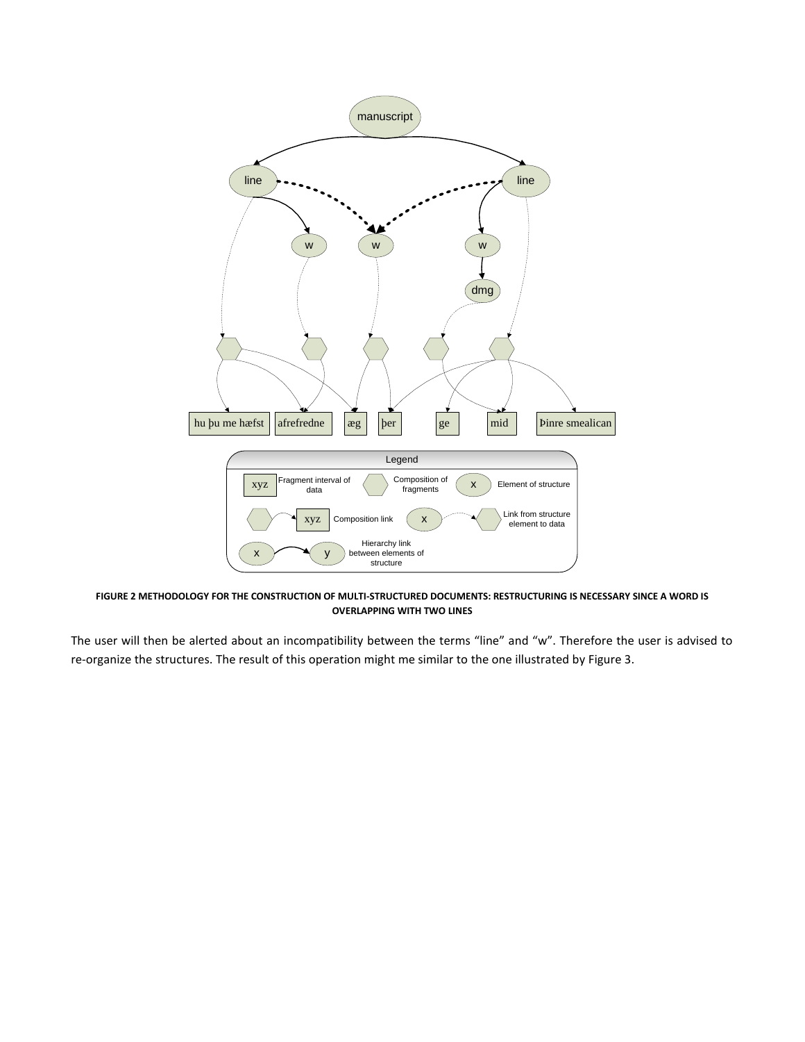FIGURE 2 METHODOLOGY FOR THE CONSTRUCTION OF MULTI-STRUCTURED DOCUMENTS: RESTRUCTURING IS NECESSARY SINCE A WORD IS OVERLAPPING WITH TWO LINES

The user will then be alerted about an incompatibility between the terms “line” and “w”. Therefore the user is advised to re-organize the structures. The result of this operation might me similar to the one illustrated by Figure 3.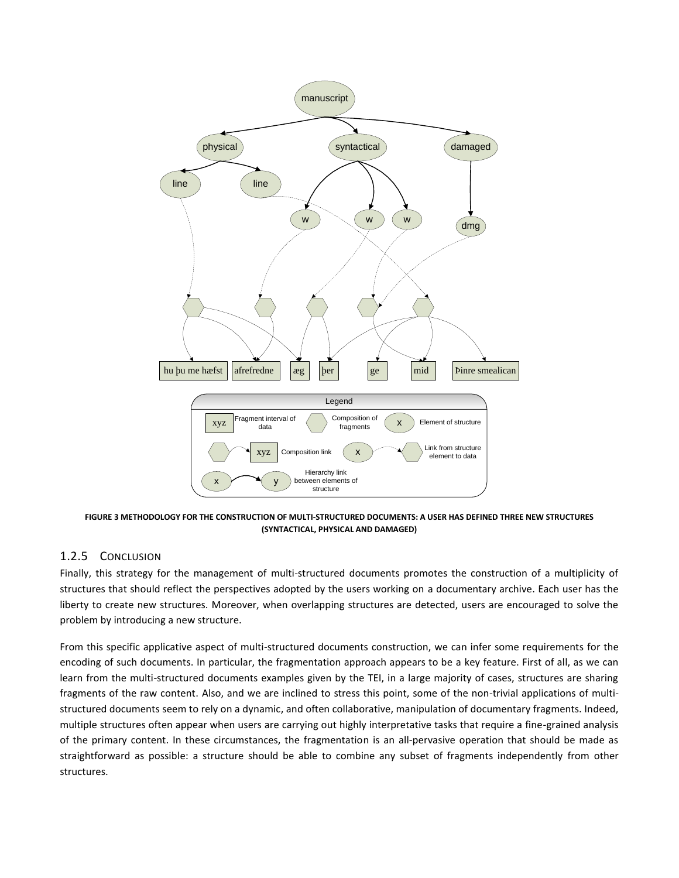FIGURE 3 METHODOLOGY FOR THE CONSTRUCTION OF MULTI-STRUCTURED DOCUMENTS: A USER HAS DEFINED THREE NEW STRUCTURES (SYNTACTICAL, PHYSICAL AND DAMAGED)

### 1.2.5 Conclusion

Finally, this strategy for the management of multi-structured documents promotes the construction of a multiplicity of structures that should reflect the perspectives adopted by the users working on a documentary archive. Each user has the liberty to create new structures. Moreover, when overlapping structures are detected, users are encouraged to solve the problem by introducing a new structure.

From this specific applicative aspect of multi-structured documents construction, we can infer some requirements for the encoding of such documents. In particular, the fragmentation approach appears to be a key feature. First of all, as we can learn from the multi-structured documents examples given by the TEI, in a large majority of cases, structures are sharing fragments of the raw content. Also, and we are inclined to stress this point, some of the non-trivial applications of multi-structured documents seem to rely on a dynamic, and often collaborative, manipulation of documentary fragments. Indeed, multiple structures often appear when users are carrying out highly interpretative tasks that require a fine-grained analysis of the primary content. In these circumstances, the fragmentation is an all-pervasive operation that should be made as straightforward as possible: a structure should be able to combine any subset of fragments independently from other structures.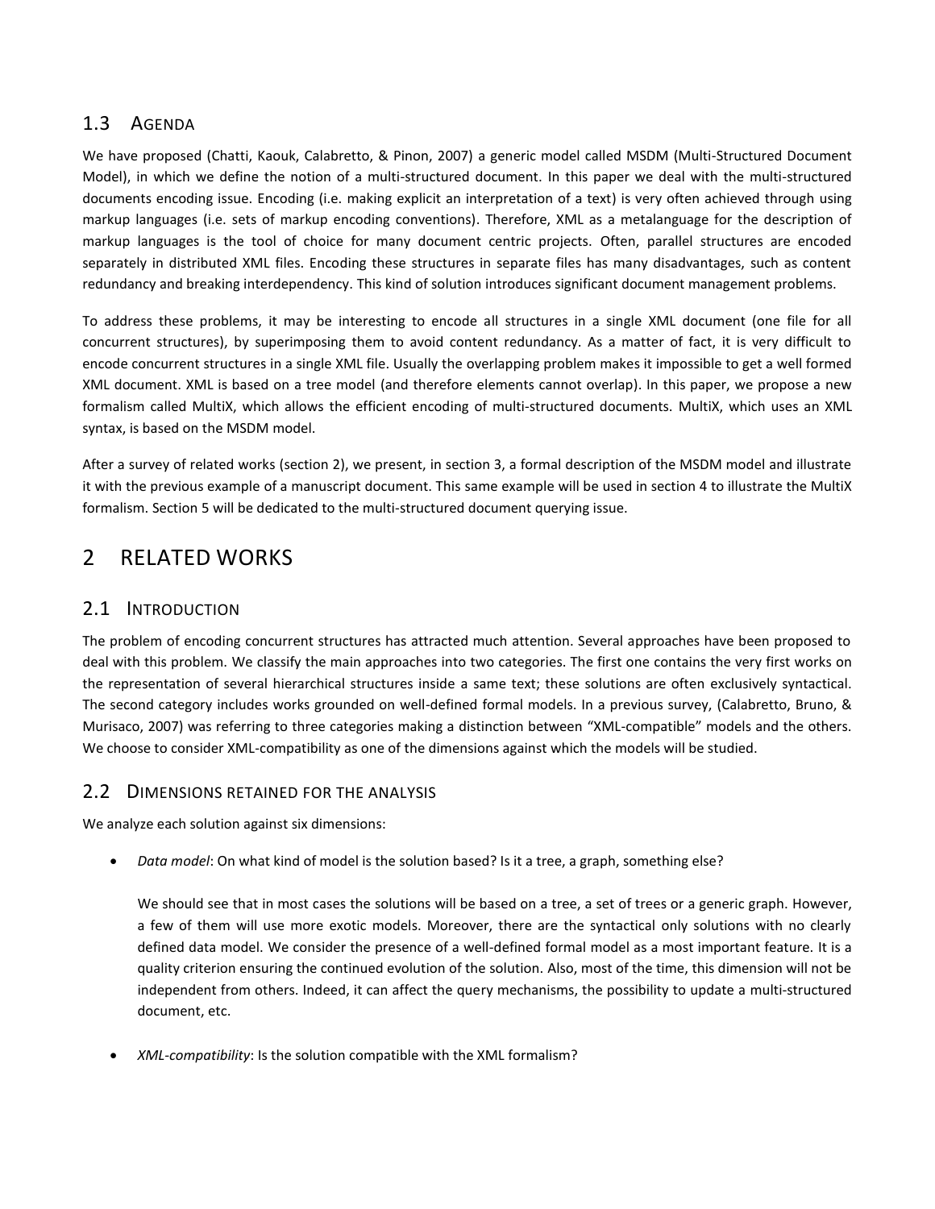## 1.3 Agenda

We have proposed (Chatti, Kaouk, Calabretto, & Pinon, 2007) a generic model called MSDM (Multi-Structured Document Model), in which we define the notion of a multi-structured document. In this paper we deal with the multi-structured documents encoding issue. Encoding (i.e. making explicit an interpretation of a text) is very often achieved through using markup languages (i.e. sets of markup encoding conventions). Therefore, XML as a metalanguage for the description of markup languages is the tool of choice for many document centric projects. Often, parallel structures are encoded separately in distributed XML files. Encoding these structures in separate files has many disadvantages, such as content redundancy and breaking interdependency. This kind of solution introduces significant document management problems.

To address these problems, it may be interesting to encode all structures in a single XML document (one file for all concurrent structures), by superimposing them to avoid content redundancy. As a matter of fact, it is very difficult to encode concurrent structures in a single XML file. Usually the overlapping problem makes it impossible to get a well formed XML document. XML is based on a tree model (and therefore elements cannot overlap). In this paper, we propose a new formalism called MultiX, which allows the efficient encoding of multi-structured documents. MultiX, which uses an XML syntax, is based on the MSDM model.

After a survey of related works (section 2), we present, in section 3, a formal description of the MSDM model and illustrate it with the previous example of a manuscript document. This same example will be used in section 4 to illustrate the MultiX formalism. Section 5 will be dedicated to the multi-structured document querying issue.

# 2 Related Works

## 2.1 Introduction

The problem of encoding concurrent structures has attracted much attention. Several approaches have been proposed to deal with this problem. We classify the main approaches into two categories. The first one contains the very first works on the representation of several hierarchical structures inside a same text; these solutions are often exclusively syntactical. The second category includes works grounded on well-defined formal models. In a previous survey, (Calabretto, Bruno, & Murisaco, 2007) was referring to three categories making a distinction between "XML-compatible" models and the others. We choose to consider XML-compatibility as one of the dimensions against which the models will be studied.

## 2.2 Dimensions retained for the analysis

We analyze each solution against six dimensions:

- *Data model*: On what kind of model is the solution based? Is it a tree, a graph, something else?

  We should see that in most cases the solutions will be based on a tree, a set of trees or a generic graph. However, a few of them will use more exotic models. Moreover, there are the syntactical only solutions with no clearly defined data model. We consider the presence of a well-defined formal model as a most important feature. It is a quality criterion ensuring the continued evolution of the solution. Also, most of the time, this dimension will not be independent from others. Indeed, it can affect the query mechanisms, the possibility to update a multi-structured document, etc.

- *XML-compatibility*: Is the solution compatible with the XML formalism?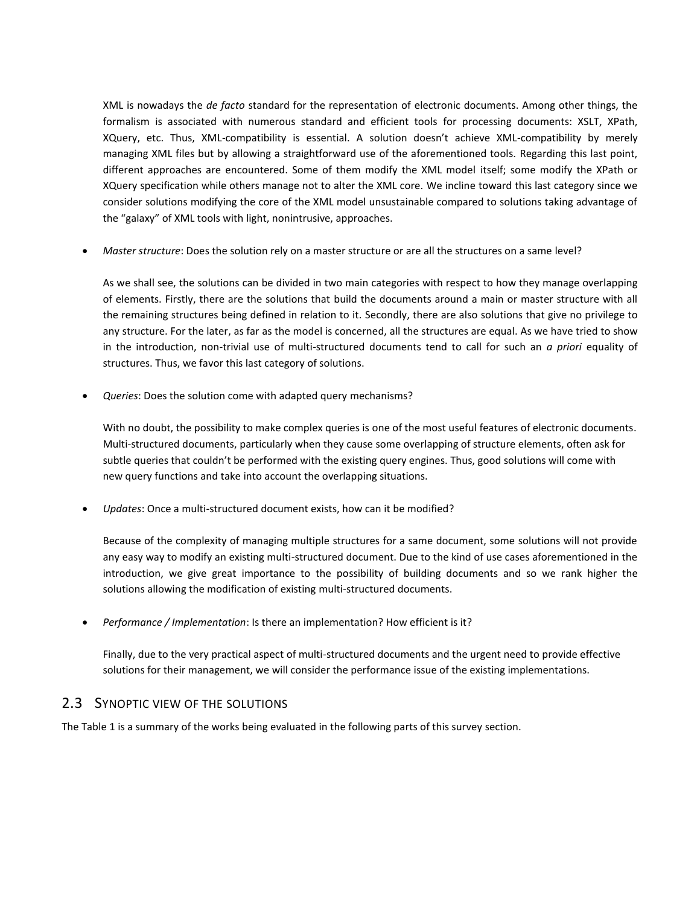XML is nowadays the *de facto* standard for the representation of electronic documents. Among other things, the formalism is associated with numerous standard and efficient tools for processing documents: XSLT, XPath, XQuery, etc. Thus, XML-compatibility is essential. A solution doesn't achieve XML-compatibility by merely managing XML files but by allowing a straightforward use of the aforementioned tools. Regarding this last point, different approaches are encountered. Some of them modify the XML model itself; some modify the XPath or XQuery specification while others manage not to alter the XML core. We incline toward this last category since we consider solutions modifying the core of the XML model unsustainable compared to solutions taking advantage of the "galaxy" of XML tools with light, nonintrusive, approaches.

- *Master structure*: Does the solution rely on a master structure or are all the structures on a same level?

  As we shall see, the solutions can be divided in two main categories with respect to how they manage overlapping of elements. Firstly, there are the solutions that build the documents around a main or master structure with all the remaining structures being defined in relation to it. Secondly, there are also solutions that give no privilege to any structure. For the later, as far as the model is concerned, all the structures are equal. As we have tried to show in the introduction, non-trivial use of multi-structured documents tend to call for such an *a priori* equality of structures. Thus, we favor this last category of solutions.

- *Queries*: Does the solution come with adapted query mechanisms?

  With no doubt, the possibility to make complex queries is one of the most useful features of electronic documents. Multi-structured documents, particularly when they cause some overlapping of structure elements, often ask for subtle queries that couldn't be performed with the existing query engines. Thus, good solutions will come with new query functions and take into account the overlapping situations.

- *Updates*: Once a multi-structured document exists, how can it be modified?

  Because of the complexity of managing multiple structures for a same document, some solutions will not provide any easy way to modify an existing multi-structured document. Due to the kind of use cases aforementioned in the introduction, we give great importance to the possibility of building documents and so we rank higher the solutions allowing the modification of existing multi-structured documents.

- *Performance / Implementation*: Is there an implementation? How efficient is it?

  Finally, due to the very practical aspect of multi-structured documents and the urgent need to provide effective solutions for their management, we will consider the performance issue of the existing implementations.

## 2.3 Synoptic view of the solutions

The Table 1 is a summary of the works being evaluated in the following parts of this survey section.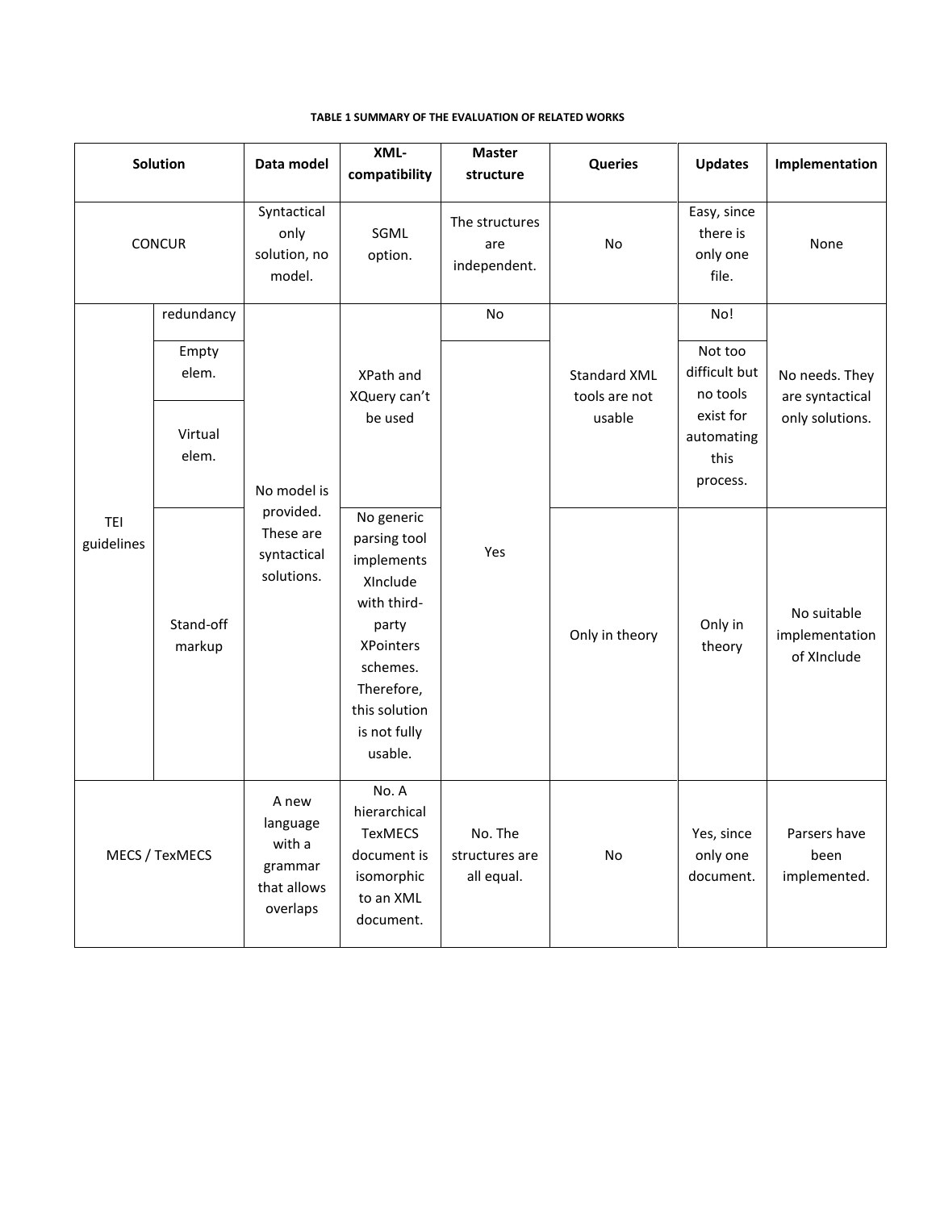**TABLE 1 SUMMARY OF THE EVALUATION OF RELATED WORKS**

| Solution | | Data model | XML-compatibility | Master structure | Queries | Updates | Implementation |
|---|---|---|---|---|---|---|---|
| CONCUR | | Syntactical only solution, no model. | SGML option. | The structures are independent. | No | Easy, since there is only one file. | None |
| TEI guidelines | redundancy | No model is provided. These are syntactical solutions. | XPath and XQuery can't be used | No | Standard XML tools are not usable | No! | No needs. They are syntactical only solutions. |
| | Empty elem. | | | Yes | | Not too difficult but no tools exist for automating this process. | |
| | Virtual elem. | | | | | | |
| | Stand-off markup | | No generic parsing tool implements XInclude with third-party XPointers schemes. Therefore, this solution is not fully usable. | | Only in theory | Only in theory | No suitable implementation of XInclude |
| MECS / TexMECS | | A new language with a grammar that allows overlaps | No. A hierarchical TexMECS document is isomorphic to an XML document. | No. The structures are all equal. | No | Yes, since only one document. | Parsers have been implemented. |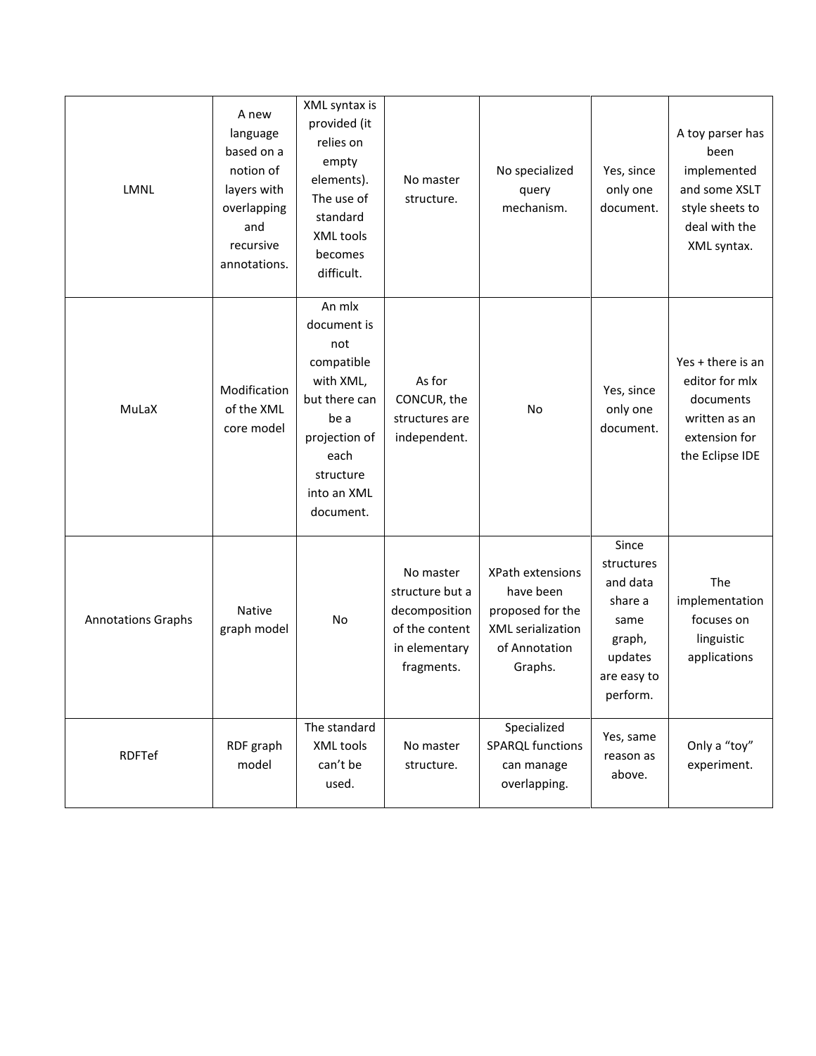| | | | | | | |
|---|---|---|---|---|---|---|
| LMNL | A new language based on a notion of layers with overlapping and recursive annotations. | XML syntax is provided (it relies on empty elements). The use of standard XML tools becomes difficult. | No master structure. | No specialized query mechanism. | Yes, since only one document. | A toy parser has been implemented and some XSLT style sheets to deal with the XML syntax. |
| MuLaX | Modification of the XML core model | An mlx document is not compatible with XML, but there can be a projection of each structure into an XML document. | As for CONCUR, the structures are independent. | No | Yes, since only one document. | Yes + there is an editor for mlx documents written as an extension for the Eclipse IDE |
| Annotations Graphs | Native graph model | No | No master structure but a decomposition of the content in elementary fragments. | XPath extensions have been proposed for the XML serialization of Annotation Graphs. | Since structures and data share a same graph, updates are easy to perform. | The implementation focuses on linguistic applications |
| RDFTef | RDF graph model | The standard XML tools can't be used. | No master structure. | Specialized SPARQL functions can manage overlapping. | Yes, same reason as above. | Only a "toy" experiment. |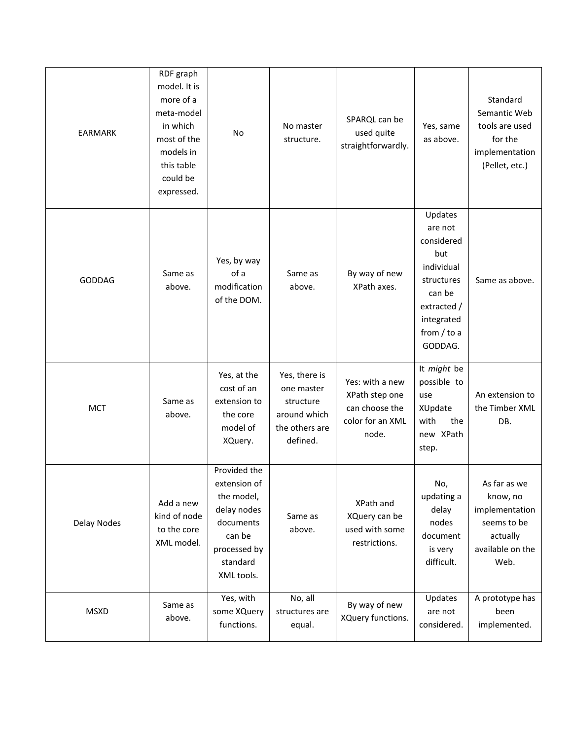| | | | | | | |
|---|---|---|---|---|---|---|
| EARMARK | RDF graph model. It is more of a meta-model in which most of the models in this table could be expressed. | No | No master structure. | SPARQL can be used quite straightforwardly. | Yes, same as above. | Standard Semantic Web tools are used for the implementation (Pellet, etc.) |
| GODDAG | Same as above. | Yes, by way of a modification of the DOM. | Same as above. | By way of new XPath axes. | Updates are not considered but individual structures can be extracted / integrated from / to a GODDAG. | Same as above. |
| MCT | Same as above. | Yes, at the cost of an extension to the core model of XQuery. | Yes, there is one master structure around which the others are defined. | Yes: with a new XPath step one can choose the color for an XML node. | It *might* be possible to use XUpdate with the new XPath step. | An extension to the Timber XML DB. |
| Delay Nodes | Add a new kind of node to the core XML model. | Provided the extension of the model, delay nodes documents can be processed by standard XML tools. | Same as above. | XPath and XQuery can be used with some restrictions. | No, updating a delay nodes document is very difficult. | As far as we know, no implementation seems to be actually available on the Web. |
| MSXD | Same as above. | Yes, with some XQuery functions. | No, all structures are equal. | By way of new XQuery functions. | Updates are not considered. | A prototype has been implemented. |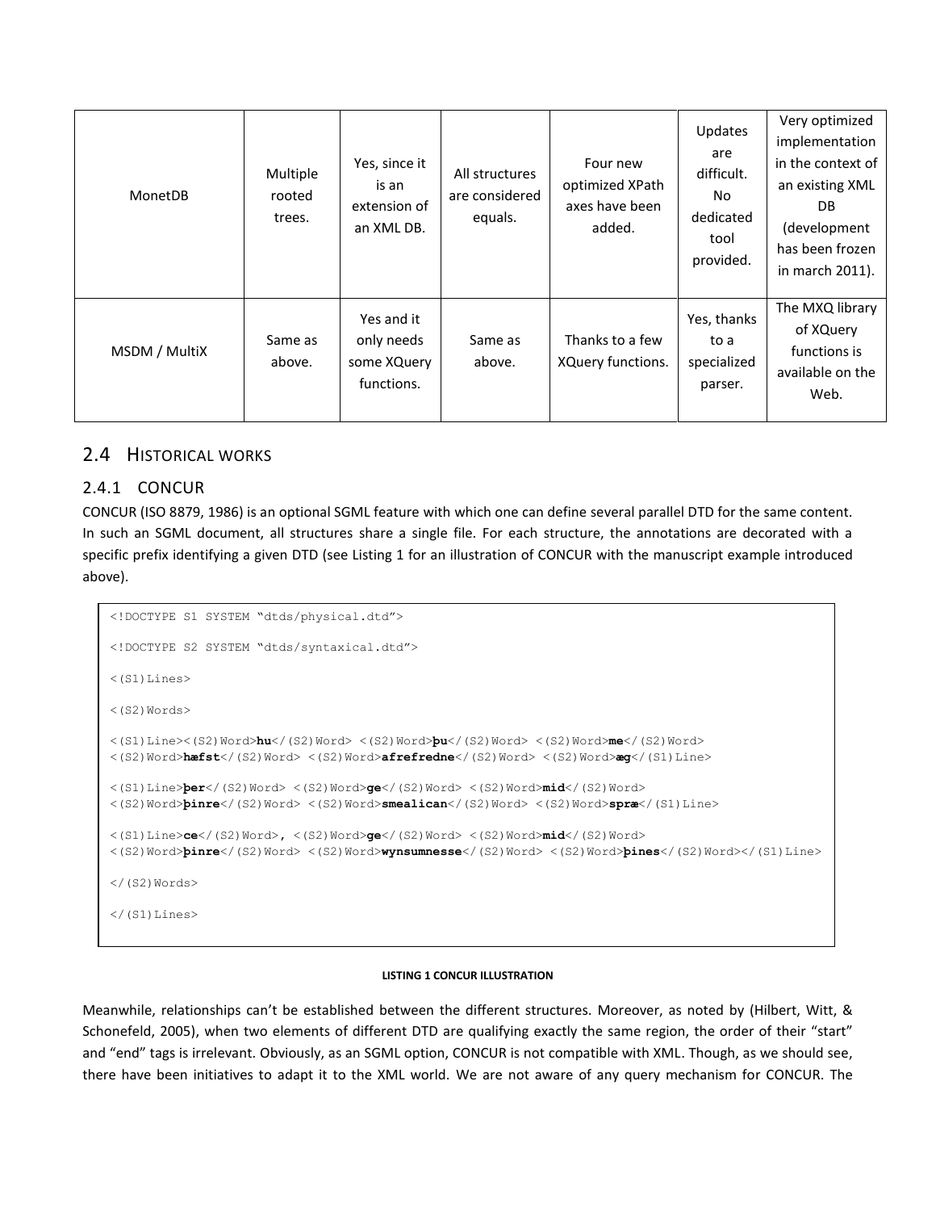| MonetDB | Multiple rooted trees. | Yes, since it is an extension of an XML DB. | All structures are considered equals. | Four new optimized XPath axes have been added. | Updates are difficult. No dedicated tool provided. | Very optimized implementation in the context of an existing XML DB (development has been frozen in march 2011). |
|---|---|---|---|---|---|---|
| MSDM / MultiX | Same as above. | Yes and it only needs some XQuery functions. | Same as above. | Thanks to a few XQuery functions. | Yes, thanks to a specialized parser. | The MXQ library of XQuery functions is available on the Web. |

## 2.4 Historical works

### 2.4.1 CONCUR

CONCUR (ISO 8879, 1986) is an optional SGML feature with which one can define several parallel DTD for the same content. In such an SGML document, all structures share a single file. For each structure, the annotations are decorated with a specific prefix identifying a given DTD (see Listing 1 for an illustration of CONCUR with the manuscript example introduced above).

```
<!DOCTYPE S1 SYSTEM "dtds/physical.dtd">

<!DOCTYPE S2 SYSTEM "dtds/syntaxical.dtd">

<(S1)Lines>

<(S2)Words>

<(S1)Line><(S2)Word>hu</(S2)Word> <(S2)Word>þu</(S2)Word> <(S2)Word>me</(S2)Word>
<(S2)Word>hæfst</(S2)Word> <(S2)Word>afrefredne</(S2)Word> <(S2)Word>æg</(S1)Line>

<(S1)Line>þer</(S2)Word> <(S2)Word>ge</(S2)Word> <(S2)Word>mid</(S2)Word>
<(S2)Word>þinre</(S2)Word> <(S2)Word>smealican</(S2)Word> <(S2)Word>spræ</(S1)Line>

<(S1)Line>ce</(S2)Word>, <(S2)Word>ge</(S2)Word> <(S2)Word>mid</(S2)Word>
<(S2)Word>þinre</(S2)Word> <(S2)Word>wynsumnesse</(S2)Word> <(S2)Word>þines</(S2)Word></(S1)Line>

</(S2)Words>

</(S1)Lines>
```

**LISTING 1 CONCUR ILLUSTRATION**

Meanwhile, relationships can't be established between the different structures. Moreover, as noted by (Hilbert, Witt, & Schonefeld, 2005), when two elements of different DTD are qualifying exactly the same region, the order of their "start" and "end" tags is irrelevant. Obviously, as an SGML option, CONCUR is not compatible with XML. Though, as we should see, there have been initiatives to adapt it to the XML world. We are not aware of any query mechanism for CONCUR. The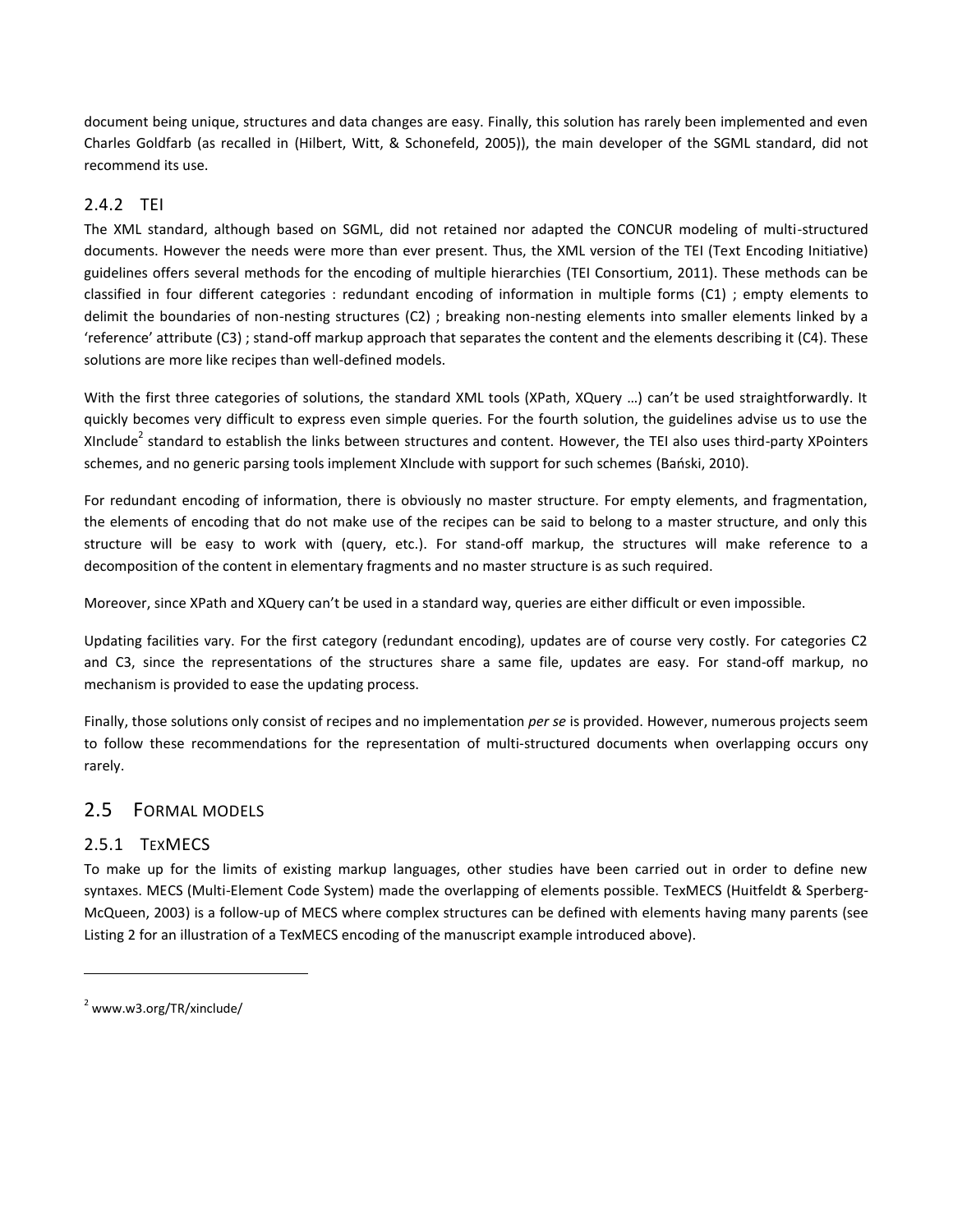document being unique, structures and data changes are easy. Finally, this solution has rarely been implemented and even Charles Goldfarb (as recalled in (Hilbert, Witt, & Schonefeld, 2005)), the main developer of the SGML standard, did not recommend its use.

### 2.4.2 TEI

The XML standard, although based on SGML, did not retained nor adapted the CONCUR modeling of multi-structured documents. However the needs were more than ever present. Thus, the XML version of the TEI (Text Encoding Initiative) guidelines offers several methods for the encoding of multiple hierarchies (TEI Consortium, 2011). These methods can be classified in four different categories : redundant encoding of information in multiple forms (C1) ; empty elements to delimit the boundaries of non-nesting structures (C2) ; breaking non-nesting elements into smaller elements linked by a 'reference' attribute (C3) ; stand-off markup approach that separates the content and the elements describing it (C4). These solutions are more like recipes than well-defined models.

With the first three categories of solutions, the standard XML tools (XPath, XQuery …) can't be used straightforwardly. It quickly becomes very difficult to express even simple queries. For the fourth solution, the guidelines advise us to use the XInclude[2] standard to establish the links between structures and content. However, the TEI also uses third-party XPointers schemes, and no generic parsing tools implement XInclude with support for such schemes (Bański, 2010).

For redundant encoding of information, there is obviously no master structure. For empty elements, and fragmentation, the elements of encoding that do not make use of the recipes can be said to belong to a master structure, and only this structure will be easy to work with (query, etc.). For stand-off markup, the structures will make reference to a decomposition of the content in elementary fragments and no master structure is as such required.

Moreover, since XPath and XQuery can't be used in a standard way, queries are either difficult or even impossible.

Updating facilities vary. For the first category (redundant encoding), updates are of course very costly. For categories C2 and C3, since the representations of the structures share a same file, updates are easy. For stand-off markup, no mechanism is provided to ease the updating process.

Finally, those solutions only consist of recipes and no implementation *per se* is provided. However, numerous projects seem to follow these recommendations for the representation of multi-structured documents when overlapping occurs ony rarely.

## 2.5 Formal models

### 2.5.1 TexMECS

To make up for the limits of existing markup languages, other studies have been carried out in order to define new syntaxes. MECS (Multi-Element Code System) made the overlapping of elements possible. TexMECS (Huitfeldt & Sperberg-McQueen, 2003) is a follow-up of MECS where complex structures can be defined with elements having many parents (see Listing 2 for an illustration of a TexMECS encoding of the manuscript example introduced above).

---

[2] www.w3.org/TR/xinclude/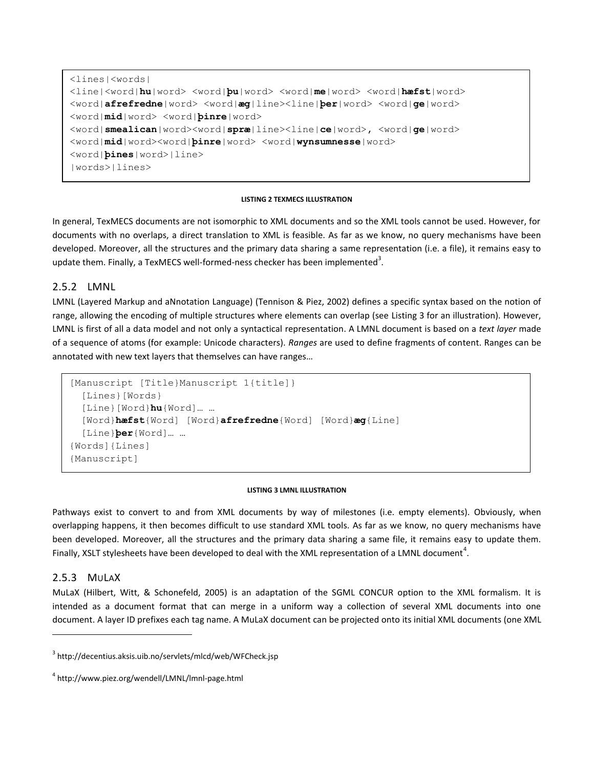```
<lines|<words|
<line|<word|hu|word> <word|þu|word> <word|me|word> <word|hæfst|word>
<word|afrefredne|word> <word|æg|line><line|þer|word> <word|ge|word>
<word|mid|word> <word|þinre|word>
<word|smealican|word><word|spræ|line><line|ce|word>, <word|ge|word>
<word|mid|word><word|þinre|word> <word|wynsumnesse|word>
<word|þines|word>|line>
|words>|lines>
```

**LISTING 2 TEXMECS ILLUSTRATION**

In general, TexMECS documents are not isomorphic to XML documents and so the XML tools cannot be used. However, for documents with no overlaps, a direct translation to XML is feasible. As far as we know, no query mechanisms have been developed. Moreover, all the structures and the primary data sharing a same representation (i.e. a file), it remains easy to update them. Finally, a TexMECS well-formed-ness checker has been implemented[3].

### 2.5.2 LMNL

LMNL (Layered Markup and aNnotation Language) (Tennison & Piez, 2002) defines a specific syntax based on the notion of range, allowing the encoding of multiple structures where elements can overlap (see Listing 3 for an illustration). However, LMNL is first of all a data model and not only a syntactical representation. A LMNL document is based on a *text layer* made of a sequence of atoms (for example: Unicode characters). *Ranges* are used to define fragments of content. Ranges can be annotated with new text layers that themselves can have ranges…

```
[Manuscript [Title}Manuscript 1{title]}
  [Lines}[Words}
  [Line}[Word}hu{Word]… …
  [Word}hæfst{Word] [Word}afrefredne{Word] [Word}æg{Line]
  [Line}þer{Word]… …
{Words]{Lines]
{Manuscript]
```

**LISTING 3 LMNL ILLUSTRATION**

Pathways exist to convert to and from XML documents by way of milestones (i.e. empty elements). Obviously, when overlapping happens, it then becomes difficult to use standard XML tools. As far as we know, no query mechanisms have been developed. Moreover, all the structures and the primary data sharing a same file, it remains easy to update them. Finally, XSLT stylesheets have been developed to deal with the XML representation of a LMNL document[4].

### 2.5.3 MULAX

MuLaX (Hilbert, Witt, & Schonefeld, 2005) is an adaptation of the SGML CONCUR option to the XML formalism. It is intended as a document format that can merge in a uniform way a collection of several XML documents into one document. A layer ID prefixes each tag name. A MuLaX document can be projected onto its initial XML documents (one XML

---

[3] http://decentius.aksis.uib.no/servlets/mlcd/web/WFCheck.jsp

[4] http://www.piez.org/wendell/LMNL/lmnl-page.html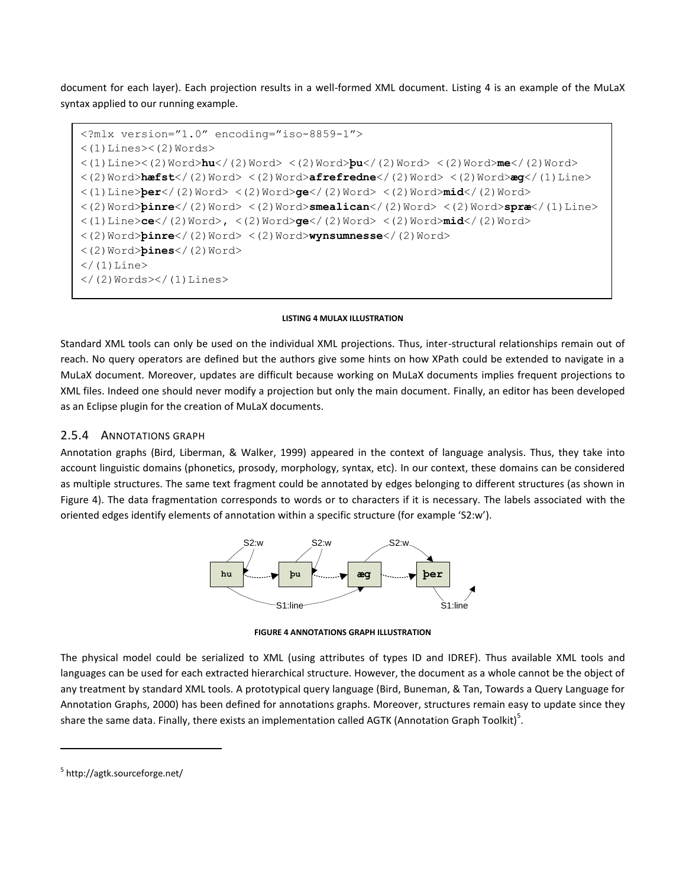document for each layer). Each projection results in a well-formed XML document. Listing 4 is an example of the MuLaX syntax applied to our running example.

```
<?mlx version="1.0" encoding="iso-8859-1">
<(1)Lines><(2)Words>
<(1)Line><(2)Word>hu</(2)Word> <(2)Word>þu</(2)Word> <(2)Word>me</(2)Word>
<(2)Word>hæfst</(2)Word> <(2)Word>afrefredne</(2)Word> <(2)Word>æg</(1)Line>
<(1)Line>þer</(2)Word> <(2)Word>ge</(2)Word> <(2)Word>mid</(2)Word>
<(2)Word>þinre</(2)Word> <(2)Word>smealican</(2)Word> <(2)Word>spræ</(1)Line>
<(1)Line>ce</(2)Word>, <(2)Word>ge</(2)Word> <(2)Word>mid</(2)Word>
<(2)Word>þinre</(2)Word> <(2)Word>wynsumnesse</(2)Word>
<(2)Word>þines</(2)Word>
</(1)Line>
</(2)Words></(1)Lines>
```

**LISTING 4 MULAX ILLUSTRATION**

Standard XML tools can only be used on the individual XML projections. Thus, inter-structural relationships remain out of reach. No query operators are defined but the authors give some hints on how XPath could be extended to navigate in a MuLaX document. Moreover, updates are difficult because working on MuLaX documents implies frequent projections to XML files. Indeed one should never modify a projection but only the main document. Finally, an editor has been developed as an Eclipse plugin for the creation of MuLaX documents.

### 2.5.4 ANNOTATIONS GRAPH

Annotation graphs (Bird, Liberman, & Walker, 1999) appeared in the context of language analysis. Thus, they take into account linguistic domains (phonetics, prosody, morphology, syntax, etc). In our context, these domains can be considered as multiple structures. The same text fragment could be annotated by edges belonging to different structures (as shown in Figure 4). The data fragmentation corresponds to words or to characters if it is necessary. The labels associated with the oriented edges identify elements of annotation within a specific structure (for example 'S2:w').

S2:w S2:w S2:w

hu → þu → æg → þer

S1:line S1:line

**FIGURE 4 ANNOTATIONS GRAPH ILLUSTRATION**

The physical model could be serialized to XML (using attributes of types ID and IDREF). Thus available XML tools and languages can be used for each extracted hierarchical structure. However, the document as a whole cannot be the object of any treatment by standard XML tools. A prototypical query language (Bird, Buneman, & Tan, Towards a Query Language for Annotation Graphs, 2000) has been defined for annotations graphs. Moreover, structures remain easy to update since they share the same data. Finally, there exists an implementation called AGTK (Annotation Graph Toolkit)[5].

[5] http://agtk.sourceforge.net/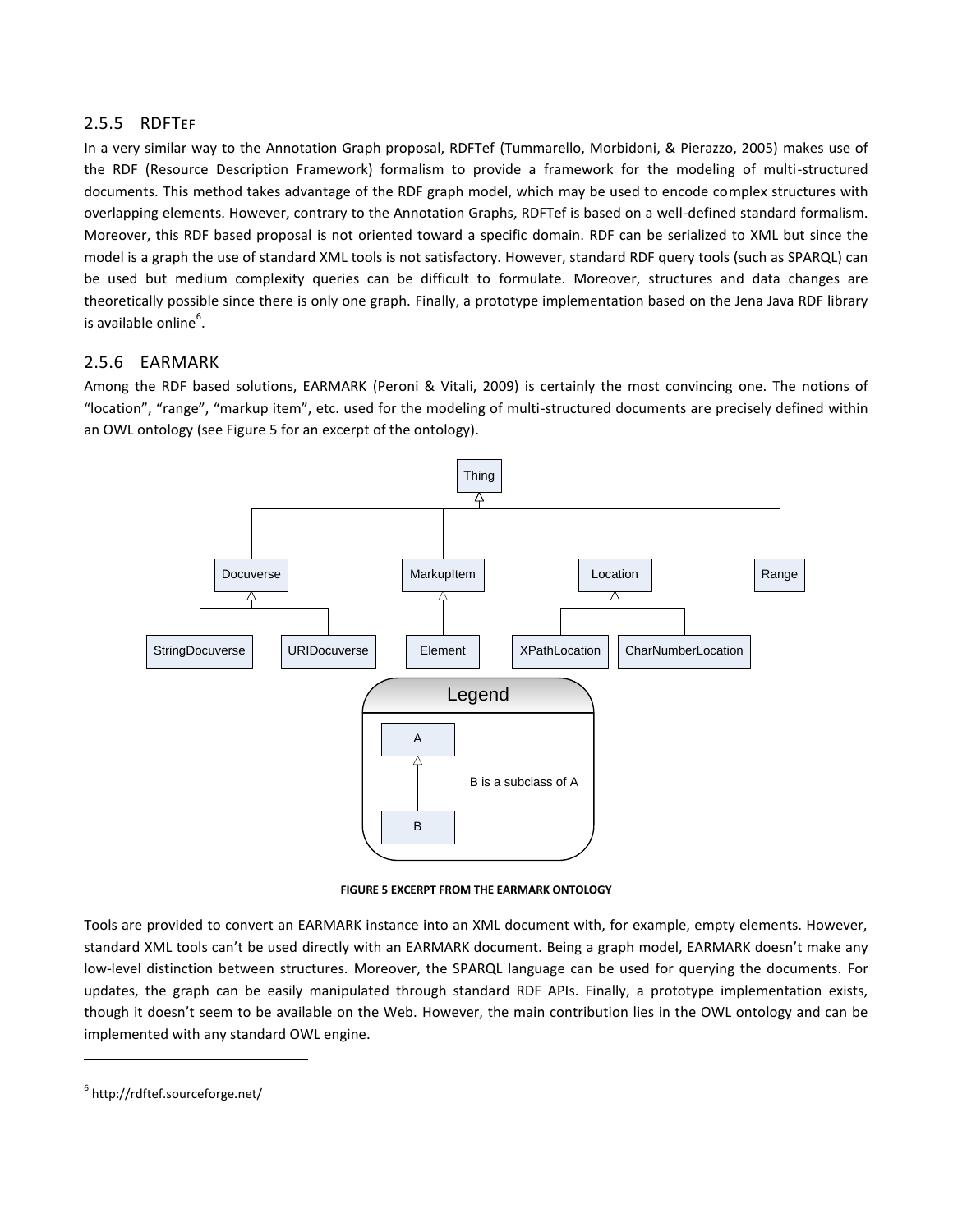### 2.5.5 RDFTEF

In a very similar way to the Annotation Graph proposal, RDFTef (Tummarello, Morbidoni, & Pierazzo, 2005) makes use of the RDF (Resource Description Framework) formalism to provide a framework for the modeling of multi-structured documents. This method takes advantage of the RDF graph model, which may be used to encode complex structures with overlapping elements. However, contrary to the Annotation Graphs, RDFTef is based on a well-defined standard formalism. Moreover, this RDF based proposal is not oriented toward a specific domain. RDF can be serialized to XML but since the model is a graph the use of standard XML tools is not satisfactory. However, standard RDF query tools (such as SPARQL) can be used but medium complexity queries can be difficult to formulate. Moreover, structures and data changes are theoretically possible since there is only one graph. Finally, a prototype implementation based on the Jena Java RDF library is available online[6].

### 2.5.6 EARMARK

Among the RDF based solutions, EARMARK (Peroni & Vitali, 2009) is certainly the most convincing one. The notions of “location”, “range”, “markup item”, etc. used for the modeling of multi-structured documents are precisely defined within an OWL ontology (see Figure 5 for an excerpt of the ontology).

FIGURE 5 EXCERPT FROM THE EARMARK ONTOLOGY

Tools are provided to convert an EARMARK instance into an XML document with, for example, empty elements. However, standard XML tools can’t be used directly with an EARMARK document. Being a graph model, EARMARK doesn’t make any low-level distinction between structures. Moreover, the SPARQL language can be used for querying the documents. For updates, the graph can be easily manipulated through standard RDF APIs. Finally, a prototype implementation exists, though it doesn’t seem to be available on the Web. However, the main contribution lies in the OWL ontology and can be implemented with any standard OWL engine.

---

[6] http://rdftef.sourceforge.net/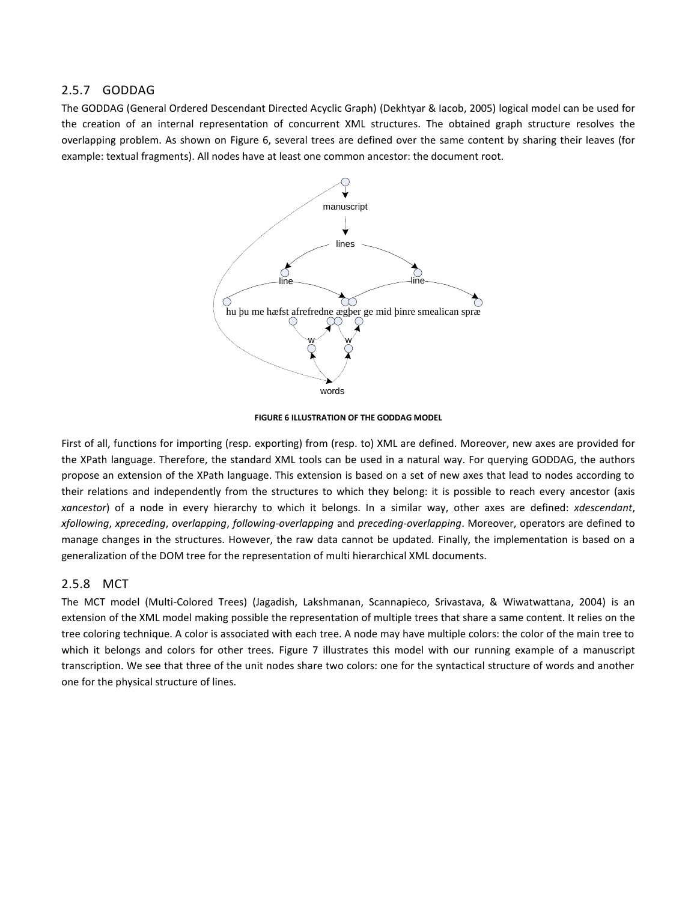### 2.5.7 GODDAG

The GODDAG (General Ordered Descendant Directed Acyclic Graph) (Dekhtyar & Iacob, 2005) logical model can be used for the creation of an internal representation of concurrent XML structures. The obtained graph structure resolves the overlapping problem. As shown on Figure 6, several trees are defined over the same content by sharing their leaves (for example: textual fragments). All nodes have at least one common ancestor: the document root.

**FIGURE 6 ILLUSTRATION OF THE GODDAG MODEL**

First of all, functions for importing (resp. exporting) from (resp. to) XML are defined. Moreover, new axes are provided for the XPath language. Therefore, the standard XML tools can be used in a natural way. For querying GODDAG, the authors propose an extension of the XPath language. This extension is based on a set of new axes that lead to nodes according to their relations and independently from the structures to which they belong: it is possible to reach every ancestor (axis *xancestor*) of a node in every hierarchy to which it belongs. In a similar way, other axes are defined: *xdescendant*, *xfollowing*, *xpreceding*, *overlapping*, *following-overlapping* and *preceding-overlapping*. Moreover, operators are defined to manage changes in the structures. However, the raw data cannot be updated. Finally, the implementation is based on a generalization of the DOM tree for the representation of multi hierarchical XML documents.

### 2.5.8 MCT

The MCT model (Multi-Colored Trees) (Jagadish, Lakshmanan, Scannapieco, Srivastava, & Wiwatwattana, 2004) is an extension of the XML model making possible the representation of multiple trees that share a same content. It relies on the tree coloring technique. A color is associated with each tree. A node may have multiple colors: the color of the main tree to which it belongs and colors for other trees. Figure 7 illustrates this model with our running example of a manuscript transcription. We see that three of the unit nodes share two colors: one for the syntactical structure of words and another one for the physical structure of lines.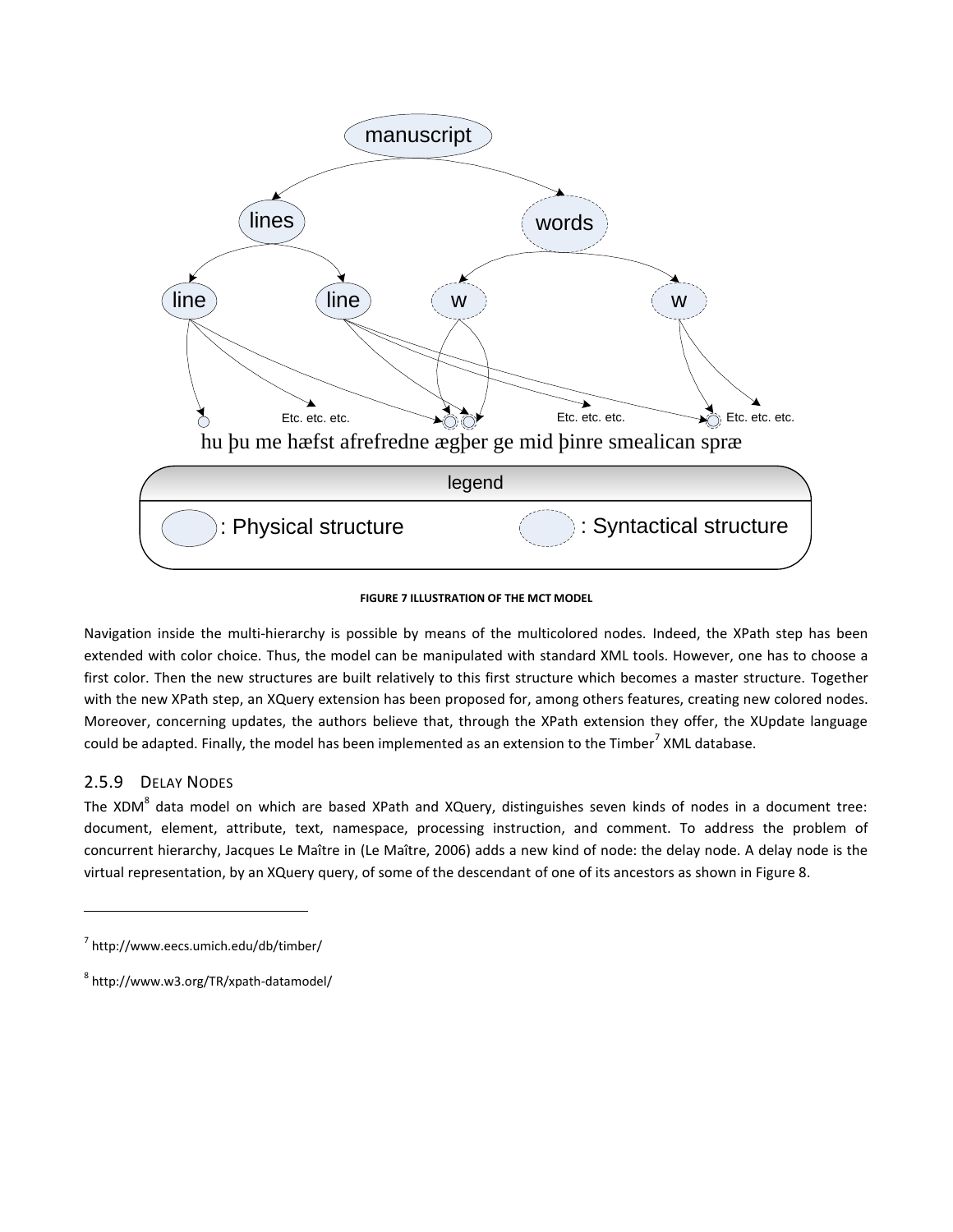FIGURE 7 ILLUSTRATION OF THE MCT MODEL

Navigation inside the multi-hierarchy is possible by means of the multicolored nodes. Indeed, the XPath step has been extended with color choice. Thus, the model can be manipulated with standard XML tools. However, one has to choose a first color. Then the new structures are built relatively to this first structure which becomes a master structure. Together with the new XPath step, an XQuery extension has been proposed for, among others features, creating new colored nodes. Moreover, concerning updates, the authors believe that, through the XPath extension they offer, the XUpdate language could be adapted. Finally, the model has been implemented as an extension to the Timber[7] XML database.

### 2.5.9 Delay Nodes

The XDM[8] data model on which are based XPath and XQuery, distinguishes seven kinds of nodes in a document tree: document, element, attribute, text, namespace, processing instruction, and comment. To address the problem of concurrent hierarchy, Jacques Le Maître in (Le Maître, 2006) adds a new kind of node: the delay node. A delay node is the virtual representation, by an XQuery query, of some of the descendant of one of its ancestors as shown in Figure 8.

---

[7] http://www.eecs.umich.edu/db/timber/

[8] http://www.w3.org/TR/xpath-datamodel/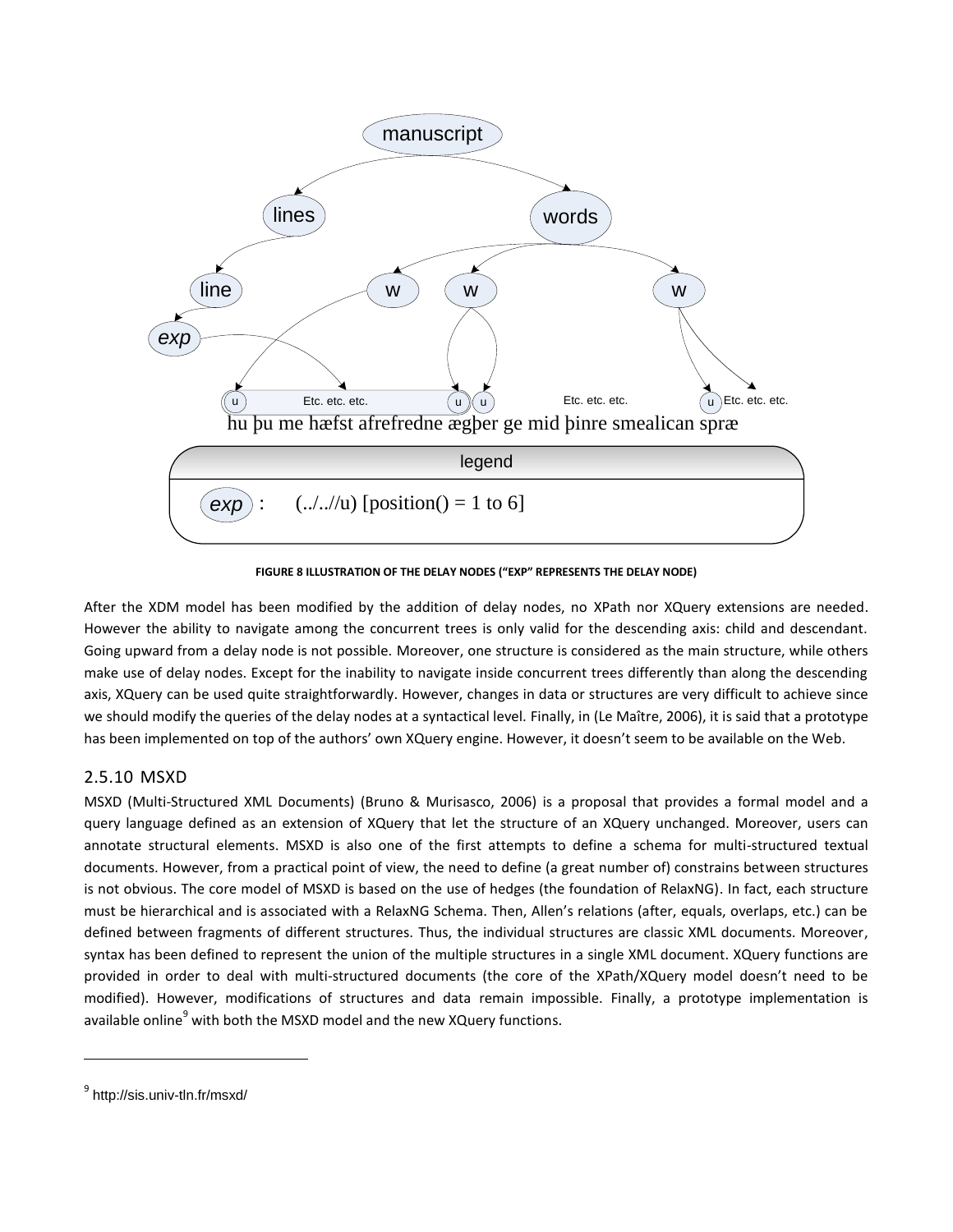manuscript

lines words

line w w w

*exp*

u Etc. etc. etc. u u Etc. etc. etc. u Etc. etc. etc.

hu þu me hæfst afrefredne ægþer ge mid þinre smealican spræ

legend

*exp* : (../..//u) [position() = 1 to 6]

**FIGURE 8 ILLUSTRATION OF THE DELAY NODES ("EXP" REPRESENTS THE DELAY NODE)**

After the XDM model has been modified by the addition of delay nodes, no XPath nor XQuery extensions are needed. However the ability to navigate among the concurrent trees is only valid for the descending axis: child and descendant. Going upward from a delay node is not possible. Moreover, one structure is considered as the main structure, while others make use of delay nodes. Except for the inability to navigate inside concurrent trees differently than along the descending axis, XQuery can be used quite straightforwardly. However, changes in data or structures are very difficult to achieve since we should modify the queries of the delay nodes at a syntactical level. Finally, in (Le Maître, 2006), it is said that a prototype has been implemented on top of the authors' own XQuery engine. However, it doesn't seem to be available on the Web.

### 2.5.10 MSXD

MSXD (Multi-Structured XML Documents) (Bruno & Murisasco, 2006) is a proposal that provides a formal model and a query language defined as an extension of XQuery that let the structure of an XQuery unchanged. Moreover, users can annotate structural elements. MSXD is also one of the first attempts to define a schema for multi-structured textual documents. However, from a practical point of view, the need to define (a great number of) constrains between structures is not obvious. The core model of MSXD is based on the use of hedges (the foundation of RelaxNG). In fact, each structure must be hierarchical and is associated with a RelaxNG Schema. Then, Allen's relations (after, equals, overlaps, etc.) can be defined between fragments of different structures. Thus, the individual structures are classic XML documents. Moreover, syntax has been defined to represent the union of the multiple structures in a single XML document. XQuery functions are provided in order to deal with multi-structured documents (the core of the XPath/XQuery model doesn't need to be modified). However, modifications of structures and data remain impossible. Finally, a prototype implementation is available online[9] with both the MSXD model and the new XQuery functions.

---

[9] http://sis.univ-tln.fr/msxd/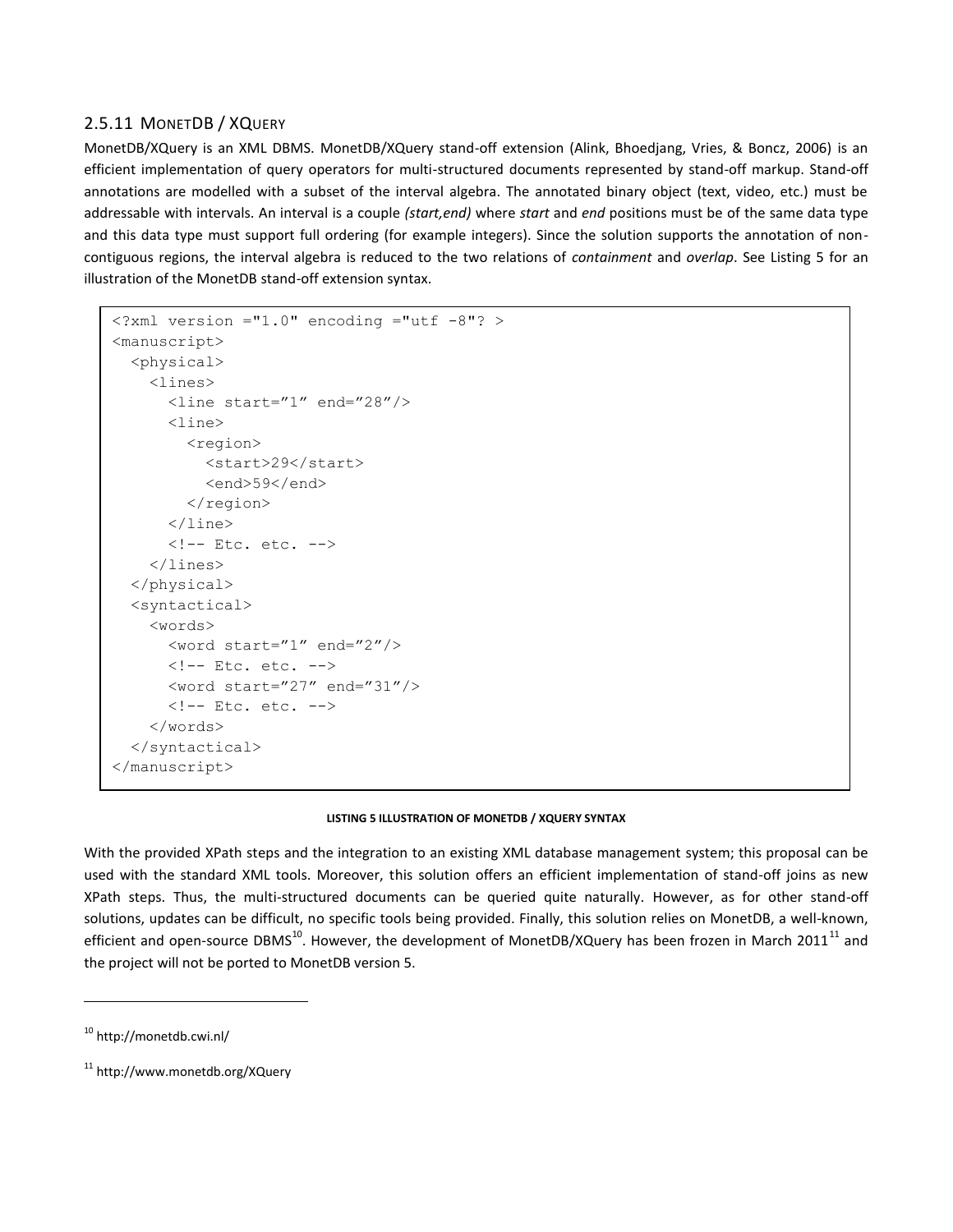### 2.5.11 MonetDB / XQuery

MonetDB/XQuery is an XML DBMS. MonetDB/XQuery stand-off extension (Alink, Bhoedjang, Vries, & Boncz, 2006) is an efficient implementation of query operators for multi-structured documents represented by stand-off markup. Stand-off annotations are modelled with a subset of the interval algebra. The annotated binary object (text, video, etc.) must be addressable with intervals. An interval is a couple *(start,end)* where *start* and *end* positions must be of the same data type and this data type must support full ordering (for example integers). Since the solution supports the annotation of non-contiguous regions, the interval algebra is reduced to the two relations of *containment* and *overlap*. See Listing 5 for an illustration of the MonetDB stand-off extension syntax.

```
<?xml version ="1.0" encoding ="utf -8"? >
<manuscript>
  <physical>
    <lines>
      <line start="1" end="28"/>
      <line>
        <region>
          <start>29</start>
          <end>59</end>
        </region>
      </line>
      <!-- Etc. etc. -->
    </lines>
  </physical>
  <syntactical>
    <words>
      <word start="1" end="2"/>
      <!-- Etc. etc. -->
      <word start="27" end="31"/>
      <!-- Etc. etc. -->
    </words>
  </syntactical>
</manuscript>
```

**LISTING 5 ILLUSTRATION OF MONETDB / XQUERY SYNTAX**

With the provided XPath steps and the integration to an existing XML database management system; this proposal can be used with the standard XML tools. Moreover, this solution offers an efficient implementation of stand-off joins as new XPath steps. Thus, the multi-structured documents can be queried quite naturally. However, as for other stand-off solutions, updates can be difficult, no specific tools being provided. Finally, this solution relies on MonetDB, a well-known, efficient and open-source DBMS[10]. However, the development of MonetDB/XQuery has been frozen in March 2011[11] and the project will not be ported to MonetDB version 5.

---

[10] http://monetdb.cwi.nl/

[11] http://www.monetdb.org/XQuery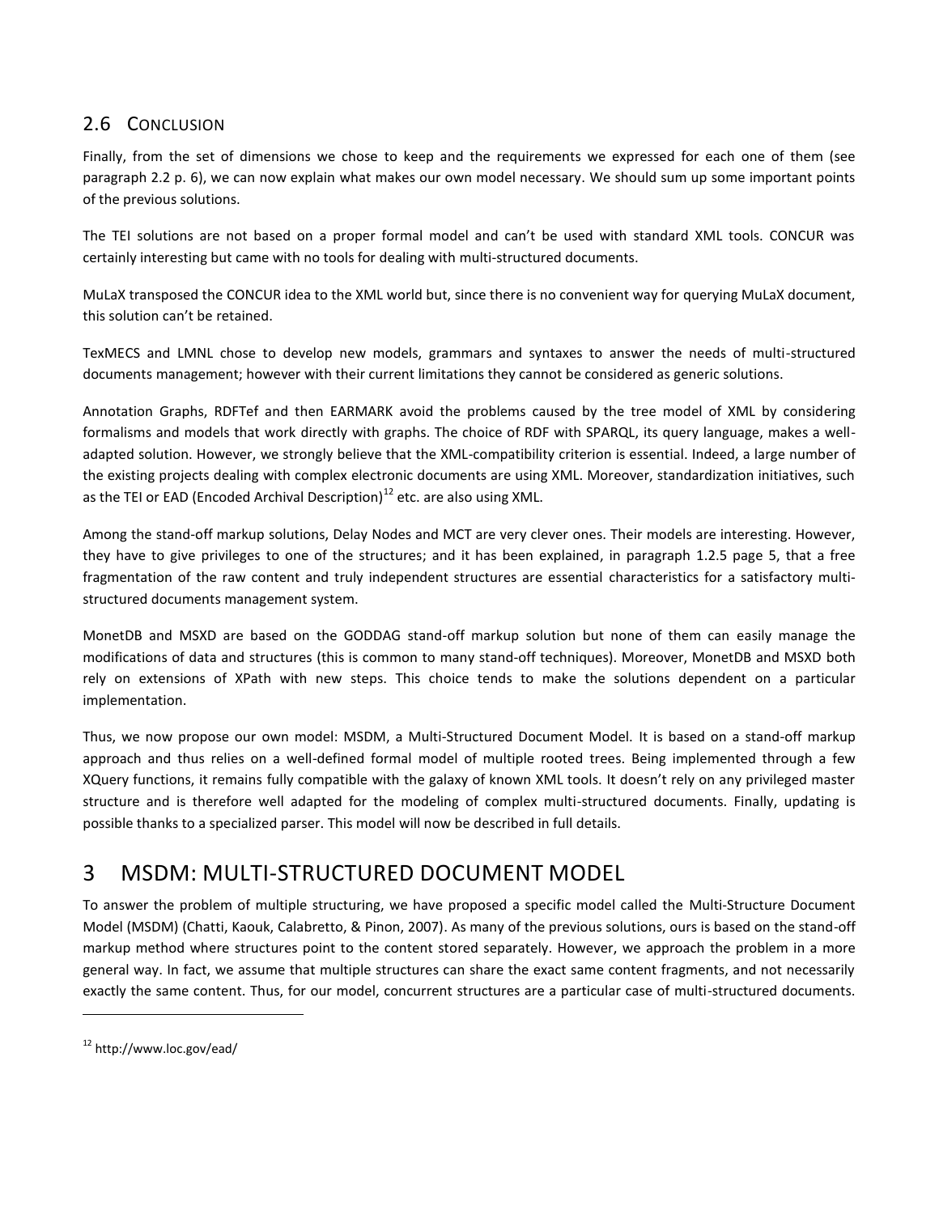## 2.6 CONCLUSION

Finally, from the set of dimensions we chose to keep and the requirements we expressed for each one of them (see paragraph 2.2 p. 6), we can now explain what makes our own model necessary. We should sum up some important points of the previous solutions.

The TEI solutions are not based on a proper formal model and can't be used with standard XML tools. CONCUR was certainly interesting but came with no tools for dealing with multi-structured documents.

MuLaX transposed the CONCUR idea to the XML world but, since there is no convenient way for querying MuLaX document, this solution can't be retained.

TexMECS and LMNL chose to develop new models, grammars and syntaxes to answer the needs of multi-structured documents management; however with their current limitations they cannot be considered as generic solutions.

Annotation Graphs, RDFTef and then EARMARK avoid the problems caused by the tree model of XML by considering formalisms and models that work directly with graphs. The choice of RDF with SPARQL, its query language, makes a well-adapted solution. However, we strongly believe that the XML-compatibility criterion is essential. Indeed, a large number of the existing projects dealing with complex electronic documents are using XML. Moreover, standardization initiatives, such as the TEI or EAD (Encoded Archival Description)[12] etc. are also using XML.

Among the stand-off markup solutions, Delay Nodes and MCT are very clever ones. Their models are interesting. However, they have to give privileges to one of the structures; and it has been explained, in paragraph 1.2.5 page 5, that a free fragmentation of the raw content and truly independent structures are essential characteristics for a satisfactory multi-structured documents management system.

MonetDB and MSXD are based on the GODDAG stand-off markup solution but none of them can easily manage the modifications of data and structures (this is common to many stand-off techniques). Moreover, MonetDB and MSXD both rely on extensions of XPath with new steps. This choice tends to make the solutions dependent on a particular implementation.

Thus, we now propose our own model: MSDM, a Multi-Structured Document Model. It is based on a stand-off markup approach and thus relies on a well-defined formal model of multiple rooted trees. Being implemented through a few XQuery functions, it remains fully compatible with the galaxy of known XML tools. It doesn't rely on any privileged master structure and is therefore well adapted for the modeling of complex multi-structured documents. Finally, updating is possible thanks to a specialized parser. This model will now be described in full details.

# 3 MSDM: MULTI-STRUCTURED DOCUMENT MODEL

To answer the problem of multiple structuring, we have proposed a specific model called the Multi-Structure Document Model (MSDM) (Chatti, Kaouk, Calabretto, & Pinon, 2007). As many of the previous solutions, ours is based on the stand-off markup method where structures point to the content stored separately. However, we approach the problem in a more general way. In fact, we assume that multiple structures can share the exact same content fragments, and not necessarily exactly the same content. Thus, for our model, concurrent structures are a particular case of multi-structured documents.

[12] http://www.loc.gov/ead/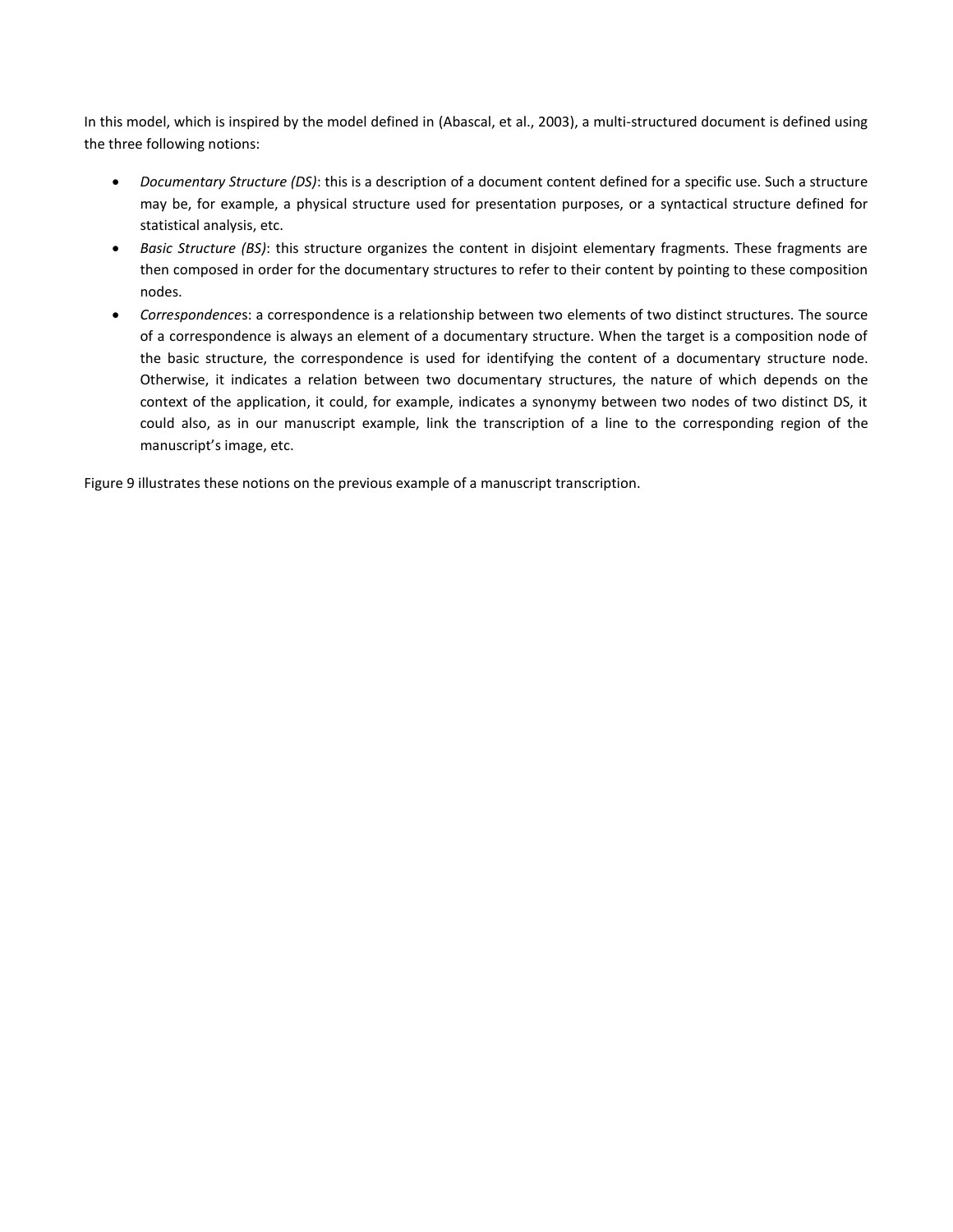In this model, which is inspired by the model defined in (Abascal, et al., 2003), a multi-structured document is defined using the three following notions:

- *Documentary Structure (DS)*: this is a description of a document content defined for a specific use. Such a structure may be, for example, a physical structure used for presentation purposes, or a syntactical structure defined for statistical analysis, etc.
- *Basic Structure (BS)*: this structure organizes the content in disjoint elementary fragments. These fragments are then composed in order for the documentary structures to refer to their content by pointing to these composition nodes.
- *Correspondence*s: a correspondence is a relationship between two elements of two distinct structures. The source of a correspondence is always an element of a documentary structure. When the target is a composition node of the basic structure, the correspondence is used for identifying the content of a documentary structure node. Otherwise, it indicates a relation between two documentary structures, the nature of which depends on the context of the application, it could, for example, indicates a synonymy between two nodes of two distinct DS, it could also, as in our manuscript example, link the transcription of a line to the corresponding region of the manuscript's image, etc.

Figure 9 illustrates these notions on the previous example of a manuscript transcription.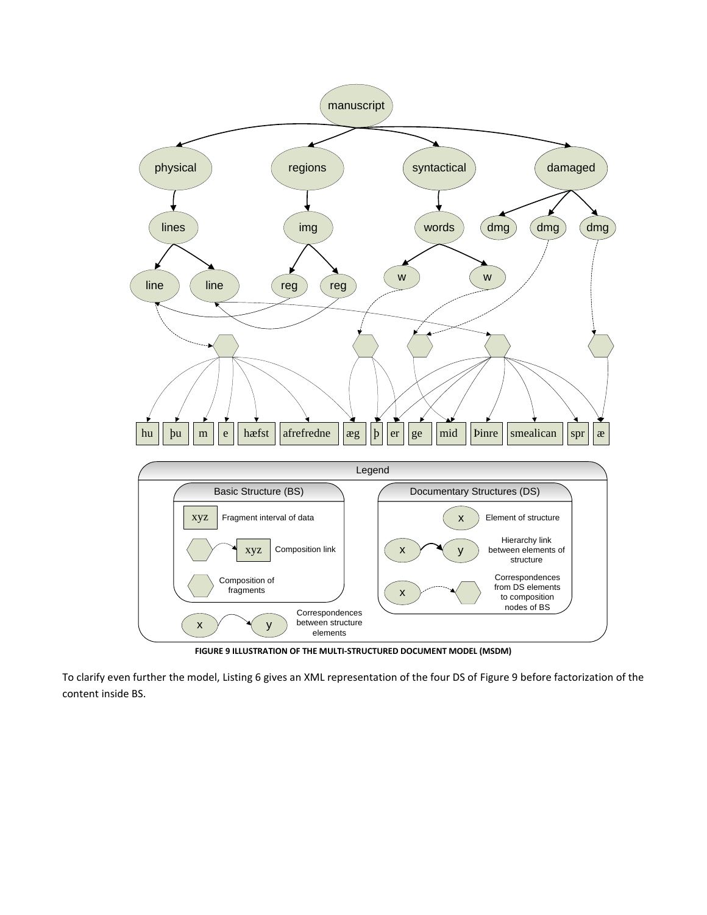FIGURE 9 ILLUSTRATION OF THE MULTI-STRUCTURED DOCUMENT MODEL (MSDM)

To clarify even further the model, Listing 6 gives an XML representation of the four DS of Figure 9 before factorization of the content inside BS.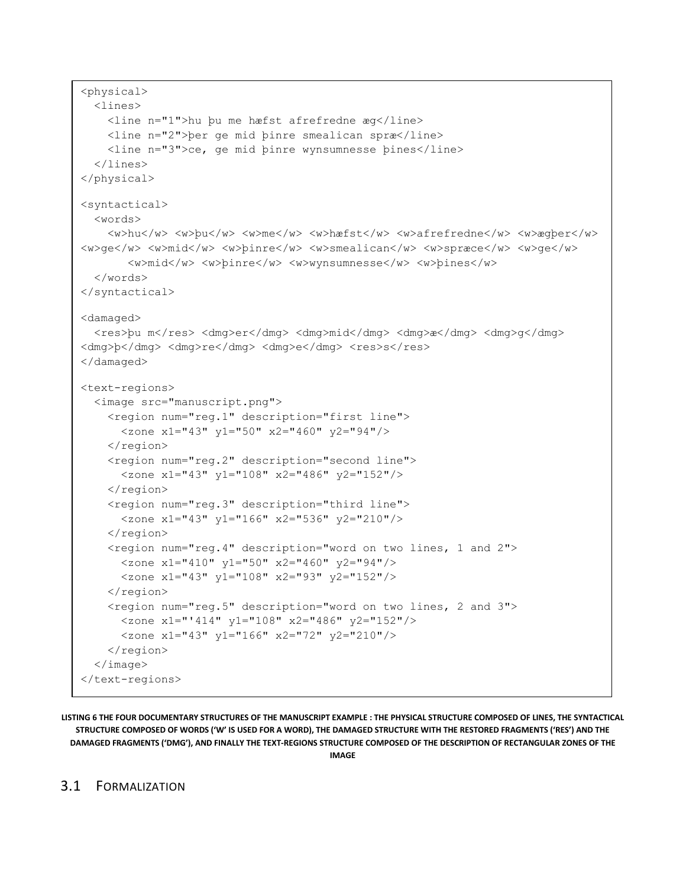```
<physical>
  <lines>
    <line n="1">hu þu me hæfst afrefredne æg</line>
    <line n="2">þer ge mid þinre smealican spræ</line>
    <line n="3">ce, ge mid þinre wynsumnesse þines</line>
  </lines>
</physical>

<syntactical>
  <words>
    <w>hu</w> <w>þu</w> <w>me</w> <w>hæfst</w> <w>afrefredne</w> <w>ægþer</w>
<w>ge</w> <w>mid</w> <w>þinre</w> <w>smealican</w> <w>spræce</w> <w>ge</w>
      <w>mid</w> <w>þinre</w> <w>wynsumnesse</w> <w>þines</w>
  </words>
</syntactical>

<damaged>
  <res>þu m</res> <dmg>er</dmg> <dmg>mid</dmg> <dmg>æ</dmg> <dmg>g</dmg>
<dmg>þ</dmg> <dmg>re</dmg> <dmg>e</dmg> <res>s</res>
</damaged>

<text-regions>
  <image src="manuscript.png">
    <region num="reg.1" description="first line">
      <zone x1="43" y1="50" x2="460" y2="94"/>
    </region>
    <region num="reg.2" description="second line">
      <zone x1="43" y1="108" x2="486" y2="152"/>
    </region>
    <region num="reg.3" description="third line">
      <zone x1="43" y1="166" x2="536" y2="210"/>
    </region>
    <region num="reg.4" description="word on two lines, 1 and 2">
      <zone x1="410" y1="50" x2="460" y2="94"/>
      <zone x1="43" y1="108" x2="93" y2="152"/>
    </region>
    <region num="reg.5" description="word on two lines, 2 and 3">
      <zone x1="'414" y1="108" x2="486" y2="152"/>
      <zone x1="43" y1="166" x2="72" y2="210"/>
    </region>
  </image>
</text-regions>
```

**LISTING 6 THE FOUR DOCUMENTARY STRUCTURES OF THE MANUSCRIPT EXAMPLE : THE PHYSICAL STRUCTURE COMPOSED OF LINES, THE SYNTACTICAL STRUCTURE COMPOSED OF WORDS ('W' IS USED FOR A WORD), THE DAMAGED STRUCTURE WITH THE RESTORED FRAGMENTS ('RES') AND THE DAMAGED FRAGMENTS ('DMG'), AND FINALLY THE TEXT-REGIONS STRUCTURE COMPOSED OF THE DESCRIPTION OF RECTANGULAR ZONES OF THE IMAGE**

## 3.1 FORMALIZATION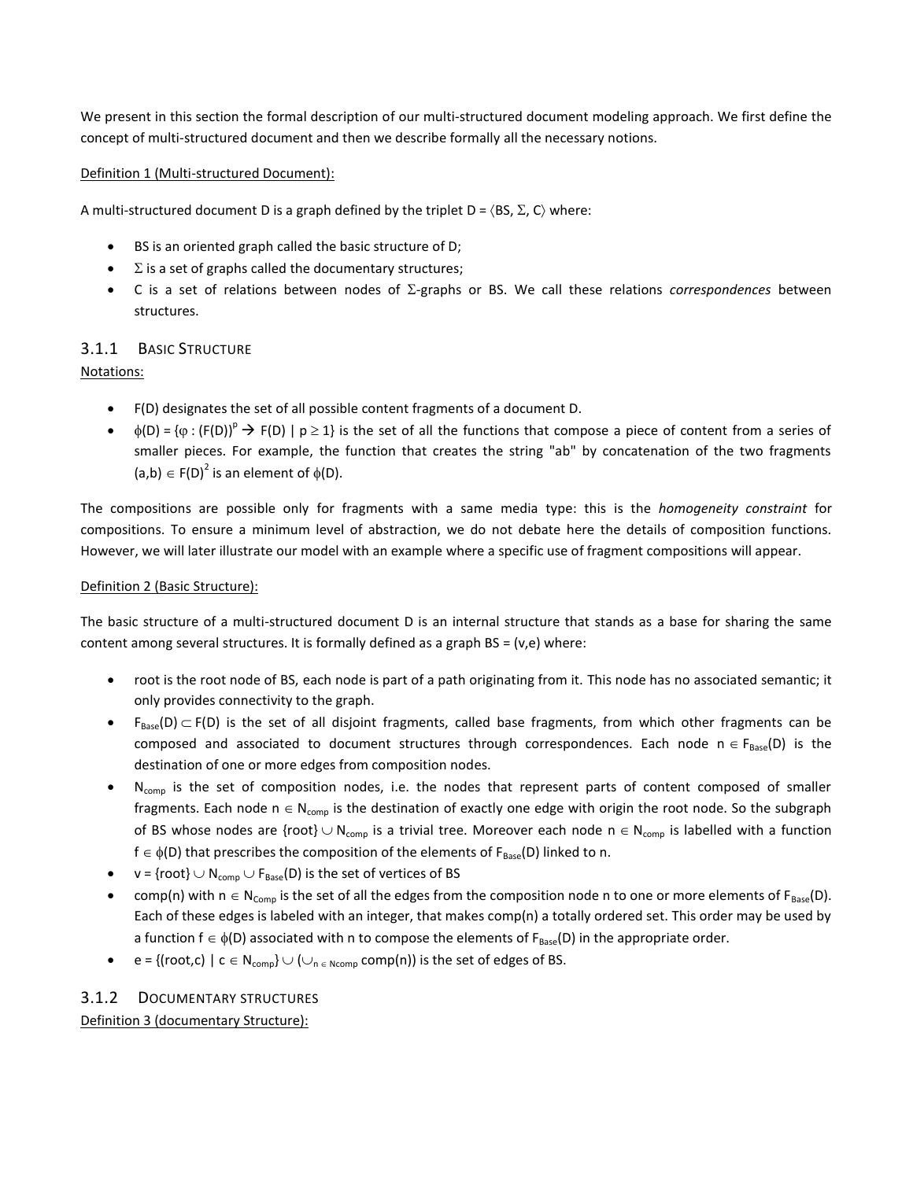We present in this section the formal description of our multi-structured document modeling approach. We first define the concept of multi-structured document and then we describe formally all the necessary notions.

Definition 1 (Multi-structured Document):

A multi-structured document D is a graph defined by the triplet $D = \langle BS, \Sigma, C \rangle$ where:

- BS is an oriented graph called the basic structure of D;
- $\Sigma$ is a set of graphs called the documentary structures;
- C is a set of relations between nodes of $\Sigma$-graphs or BS. We call these relations *correspondences* between structures.

### 3.1.1 Basic Structure

Notations:

- F(D) designates the set of all possible content fragments of a document D.
- $\phi(D) = \{\varphi : (F(D))^p \rightarrow F(D) \mid p \geq 1\}$ is the set of all the functions that compose a piece of content from a series of smaller pieces. For example, the function that creates the string "ab" by concatenation of the two fragments $(a,b) \in F(D)^2$ is an element of $\phi(D)$.

The compositions are possible only for fragments with a same media type: this is the *homogeneity constraint* for compositions. To ensure a minimum level of abstraction, we do not debate here the details of composition functions. However, we will later illustrate our model with an example where a specific use of fragment compositions will appear.

Definition 2 (Basic Structure):

The basic structure of a multi-structured document D is an internal structure that stands as a base for sharing the same content among several structures. It is formally defined as a graph BS = (v,e) where:

- root is the root node of BS, each node is part of a path originating from it. This node has no associated semantic; it only provides connectivity to the graph.
- $F_{Base}(D) \subset F(D)$ is the set of all disjoint fragments, called base fragments, from which other fragments can be composed and associated to document structures through correspondences. Each node $n \in F_{Base}(D)$ is the destination of one or more edges from composition nodes.
- $N_{comp}$ is the set of composition nodes, i.e. the nodes that represent parts of content composed of smaller fragments. Each node $n \in N_{comp}$ is the destination of exactly one edge with origin the root node. So the subgraph of BS whose nodes are $\{root\} \cup N_{comp}$ is a trivial tree. Moreover each node $n \in N_{comp}$ is labelled with a function $f \in \phi(D)$ that prescribes the composition of the elements of $F_{Base}(D)$ linked to n.
- $v = \{root\} \cup N_{comp} \cup F_{Base}(D)$ is the set of vertices of BS
- comp(n) with $n \in N_{Comp}$ is the set of all the edges from the composition node n to one or more elements of $F_{Base}(D)$. Each of these edges is labeled with an integer, that makes comp(n) a totally ordered set. This order may be used by a function $f \in \phi(D)$ associated with n to compose the elements of $F_{Base}(D)$ in the appropriate order.
- $e = \{(root,c) \mid c \in N_{comp}\} \cup (\cup_{n \in Ncomp}\, comp(n))$ is the set of edges of BS.

### 3.1.2 Documentary structures

Definition 3 (documentary Structure):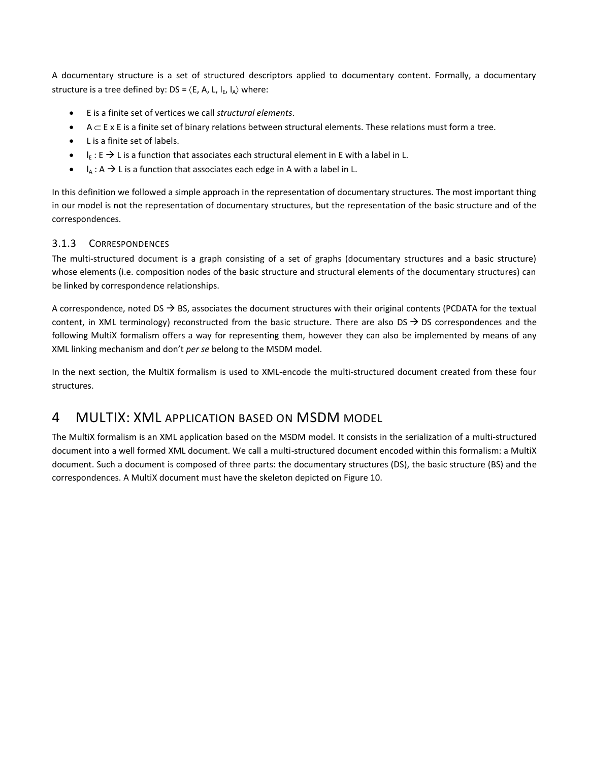A documentary structure is a set of structured descriptors applied to documentary content. Formally, a documentary structure is a tree defined by: $DS = \langle E, A, L, l_E, l_A \rangle$ where:

- E is a finite set of vertices we call *structural elements*.
- $A \subset E \times E$ is a finite set of binary relations between structural elements. These relations must form a tree.
- L is a finite set of labels.
- $l_E : E \rightarrow L$ is a function that associates each structural element in E with a label in L.
- $l_A : A \rightarrow L$ is a function that associates each edge in A with a label in L.

In this definition we followed a simple approach in the representation of documentary structures. The most important thing in our model is not the representation of documentary structures, but the representation of the basic structure and of the correspondences.

### 3.1.3 Correspondences

The multi-structured document is a graph consisting of a set of graphs (documentary structures and a basic structure) whose elements (i.e. composition nodes of the basic structure and structural elements of the documentary structures) can be linked by correspondence relationships.

A correspondence, noted DS → BS, associates the document structures with their original contents (PCDATA for the textual content, in XML terminology) reconstructed from the basic structure. There are also DS → DS correspondences and the following MultiX formalism offers a way for representing them, however they can also be implemented by means of any XML linking mechanism and don't *per se* belong to the MSDM model.

In the next section, the MultiX formalism is used to XML-encode the multi-structured document created from these four structures.

# 4 MULTIX: XML application based on MSDM model

The MultiX formalism is an XML application based on the MSDM model. It consists in the serialization of a multi-structured document into a well formed XML document. We call a multi-structured document encoded within this formalism: a MultiX document. Such a document is composed of three parts: the documentary structures (DS), the basic structure (BS) and the correspondences. A MultiX document must have the skeleton depicted on Figure 10.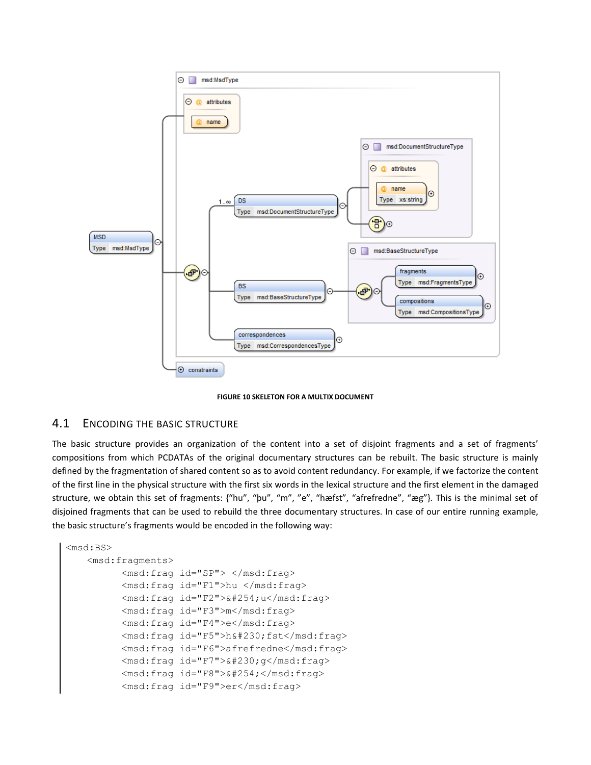FIGURE 10 SKELETON FOR A MULTIX DOCUMENT

## 4.1 ENCODING THE BASIC STRUCTURE

The basic structure provides an organization of the content into a set of disjoint fragments and a set of fragments' compositions from which PCDATAs of the original documentary structures can be rebuilt. The basic structure is mainly defined by the fragmentation of shared content so as to avoid content redundancy. For example, if we factorize the content of the first line in the physical structure with the first six words in the lexical structure and the first element in the damaged structure, we obtain this set of fragments: {“hu”, “þu”, “m”, ”e”, “hæfst”, “afrefredne”, “æg”}. This is the minimal set of disjoined fragments that can be used to rebuild the three documentary structures. In case of our entire running example, the basic structure's fragments would be encoded in the following way:

```
<msd:BS>
    <msd:fragments>
          <msd:frag id="SP"> </msd:frag>
          <msd:frag id="F1">hu </msd:frag>
          <msd:frag id="F2">&#254;u</msd:frag>
          <msd:frag id="F3">m</msd:frag>
          <msd:frag id="F4">e</msd:frag>
          <msd:frag id="F5">h&#230;fst</msd:frag>
          <msd:frag id="F6">afrefredne</msd:frag>
          <msd:frag id="F7">&#230;g</msd:frag>
          <msd:frag id="F8">&#254;</msd:frag>
          <msd:frag id="F9">er</msd:frag>
```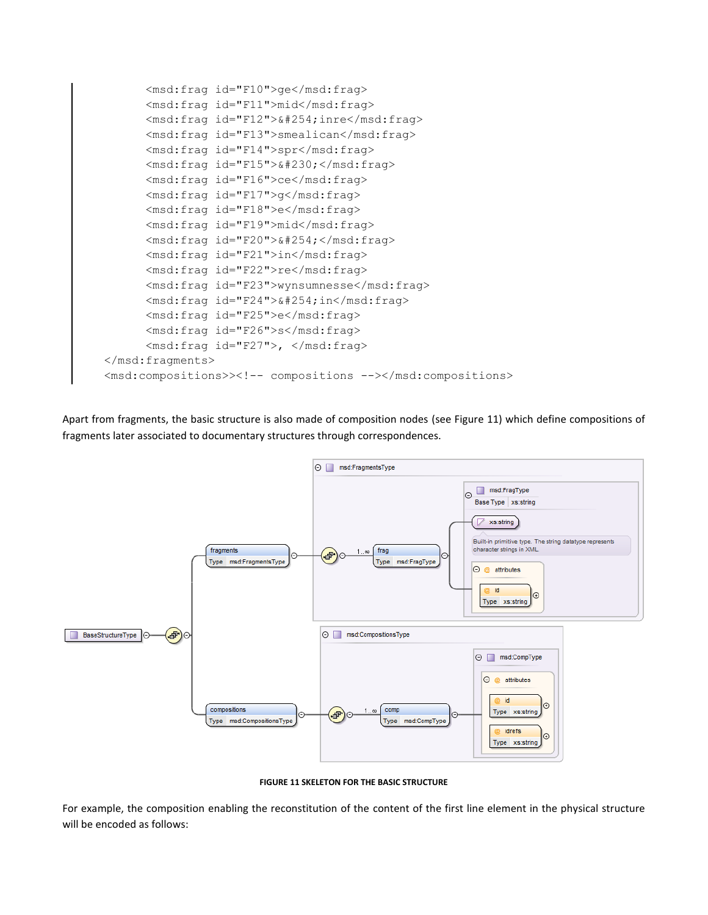```
        <msd:frag id="F10">ge</msd:frag>
        <msd:frag id="F11">mid</msd:frag>
        <msd:frag id="F12">&#254;inre</msd:frag>
        <msd:frag id="F13">smealican</msd:frag>
        <msd:frag id="F14">spr</msd:frag>
        <msd:frag id="F15">&#230;</msd:frag>
        <msd:frag id="F16">ce</msd:frag>
        <msd:frag id="F17">g</msd:frag>
        <msd:frag id="F18">e</msd:frag>
        <msd:frag id="F19">mid</msd:frag>
        <msd:frag id="F20">&#254;</msd:frag>
        <msd:frag id="F21">in</msd:frag>
        <msd:frag id="F22">re</msd:frag>
        <msd:frag id="F23">wynsumnesse</msd:frag>
        <msd:frag id="F24">&#254;in</msd:frag>
        <msd:frag id="F25">e</msd:frag>
        <msd:frag id="F26">s</msd:frag>
        <msd:frag id="F27">, </msd:frag>
    </msd:fragments>
    <msd:compositions>><!-- compositions --></msd:compositions>
```

Apart from fragments, the basic structure is also made of composition nodes (see Figure 11) which define compositions of fragments later associated to documentary structures through correspondences.

**FIGURE 11 SKELETON FOR THE BASIC STRUCTURE**

For example, the composition enabling the reconstitution of the content of the first line element in the physical structure will be encoded as follows: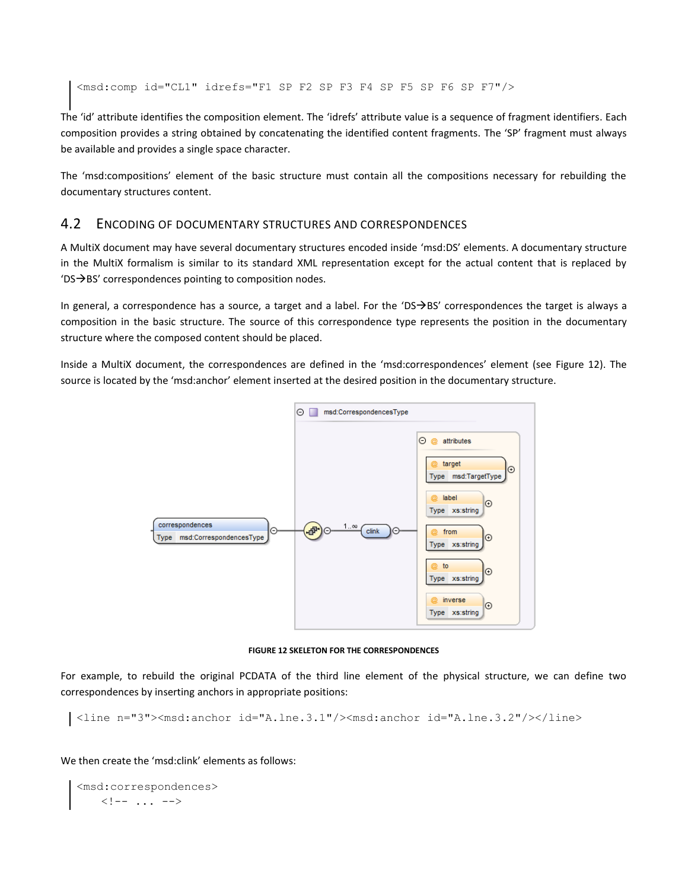```
<msd:comp id="CL1" idrefs="F1 SP F2 SP F3 F4 SP F5 SP F6 SP F7"/>
```

The 'id' attribute identifies the composition element. The 'idrefs' attribute value is a sequence of fragment identifiers. Each composition provides a string obtained by concatenating the identified content fragments. The 'SP' fragment must always be available and provides a single space character.

The 'msd:compositions' element of the basic structure must contain all the compositions necessary for rebuilding the documentary structures content.

## 4.2 Encoding of Documentary Structures and Correspondences

A MultiX document may have several documentary structures encoded inside 'msd:DS' elements. A documentary structure in the MultiX formalism is similar to its standard XML representation except for the actual content that is replaced by 'DS→BS' correspondences pointing to composition nodes.

In general, a correspondence has a source, a target and a label. For the 'DS→BS' correspondences the target is always a composition in the basic structure. The source of this correspondence type represents the position in the documentary structure where the composed content should be placed.

Inside a MultiX document, the correspondences are defined in the 'msd:correspondences' element (see Figure 12). The source is located by the 'msd:anchor' element inserted at the desired position in the documentary structure.

**Figure 12 Skeleton for the correspondences**

For example, to rebuild the original PCDATA of the third line element of the physical structure, we can define two correspondences by inserting anchors in appropriate positions:

```
<line n="3"><msd:anchor id="A.lne.3.1"/><msd:anchor id="A.lne.3.2"/></line>
```

We then create the 'msd:clink' elements as follows:

```
<msd:correspondences>
    <!-- ... -->
```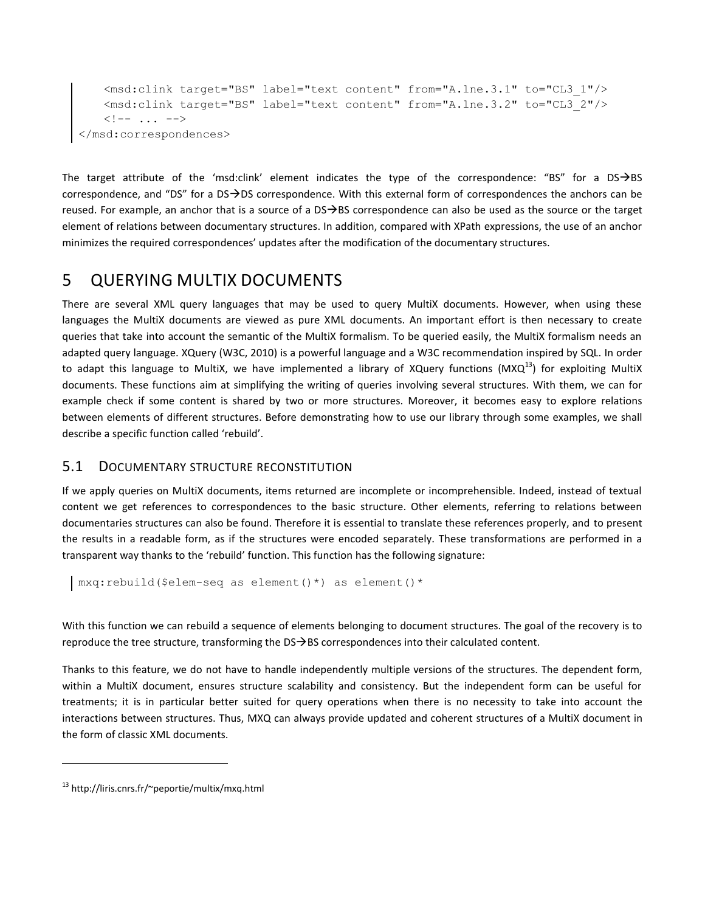```
    <msd:clink target="BS" label="text content" from="A.lne.3.1" to="CL3_1"/>
    <msd:clink target="BS" label="text content" from="A.lne.3.2" to="CL3_2"/>
    <!-- ... -->
</msd:correspondences>
```

The target attribute of the 'msd:clink' element indicates the type of the correspondence: "BS" for a DS→BS correspondence, and "DS" for a DS→DS correspondence. With this external form of correspondences the anchors can be reused. For example, an anchor that is a source of a DS→BS correspondence can also be used as the source or the target element of relations between documentary structures. In addition, compared with XPath expressions, the use of an anchor minimizes the required correspondences' updates after the modification of the documentary structures.

# 5 QUERYING MULTIX DOCUMENTS

There are several XML query languages that may be used to query MultiX documents. However, when using these languages the MultiX documents are viewed as pure XML documents. An important effort is then necessary to create queries that take into account the semantic of the MultiX formalism. To be queried easily, the MultiX formalism needs an adapted query language. XQuery (W3C, 2010) is a powerful language and a W3C recommendation inspired by SQL. In order to adapt this language to MultiX, we have implemented a library of XQuery functions (MXQ[13]) for exploiting MultiX documents. These functions aim at simplifying the writing of queries involving several structures. With them, we can for example check if some content is shared by two or more structures. Moreover, it becomes easy to explore relations between elements of different structures. Before demonstrating how to use our library through some examples, we shall describe a specific function called 'rebuild'.

## 5.1 DOCUMENTARY STRUCTURE RECONSTITUTION

If we apply queries on MultiX documents, items returned are incomplete or incomprehensible. Indeed, instead of textual content we get references to correspondences to the basic structure. Other elements, referring to relations between documentaries structures can also be found. Therefore it is essential to translate these references properly, and to present the results in a readable form, as if the structures were encoded separately. These transformations are performed in a transparent way thanks to the 'rebuild' function. This function has the following signature:

```
mxq:rebuild($elem-seq as element()*) as element()*
```

With this function we can rebuild a sequence of elements belonging to document structures. The goal of the recovery is to reproduce the tree structure, transforming the DS→BS correspondences into their calculated content.

Thanks to this feature, we do not have to handle independently multiple versions of the structures. The dependent form, within a MultiX document, ensures structure scalability and consistency. But the independent form can be useful for treatments; it is in particular better suited for query operations when there is no necessity to take into account the interactions between structures. Thus, MXQ can always provide updated and coherent structures of a MultiX document in the form of classic XML documents.

[13] http://liris.cnrs.fr/~peportie/multix/mxq.html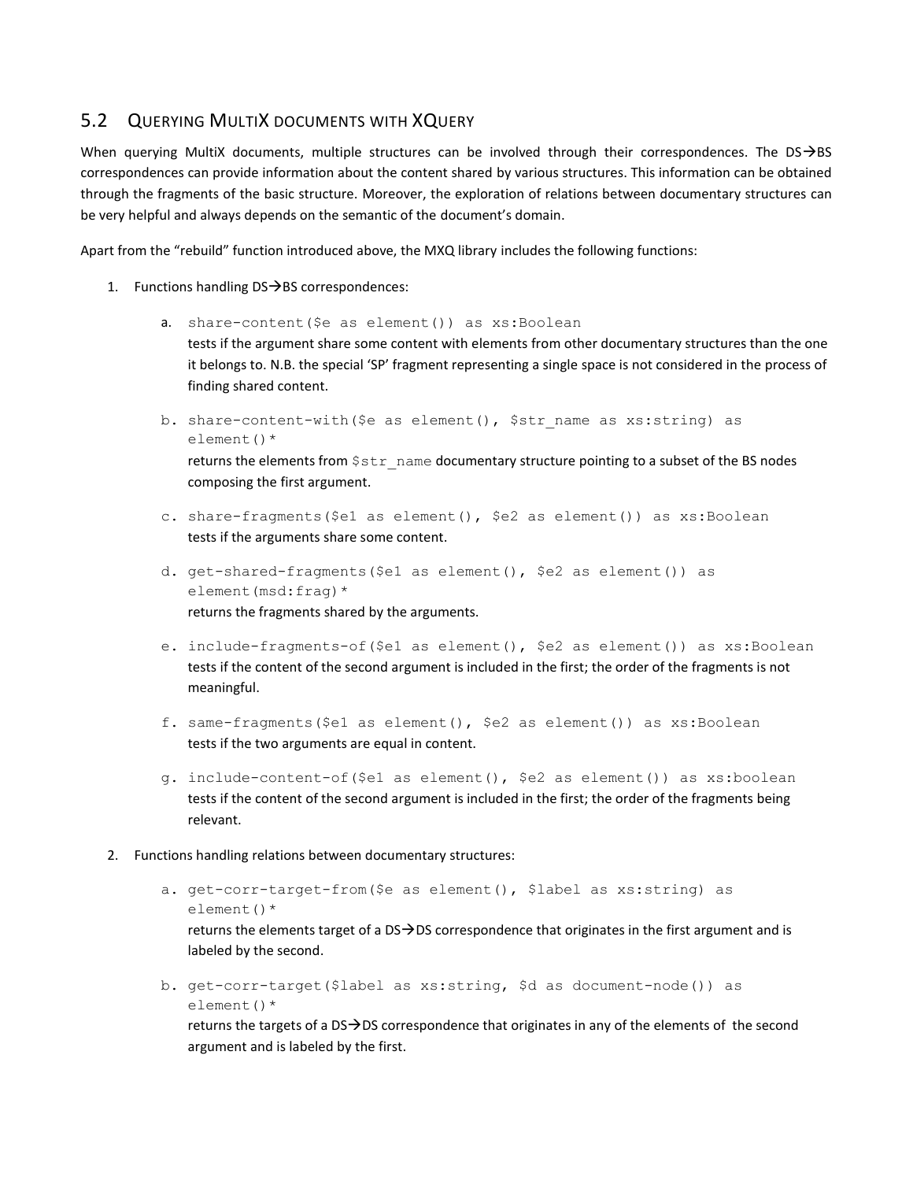## 5.2 QUERYING MULTIX DOCUMENTS WITH XQUERY

When querying MultiX documents, multiple structures can be involved through their correspondences. The DS→BS correspondences can provide information about the content shared by various structures. This information can be obtained through the fragments of the basic structure. Moreover, the exploration of relations between documentary structures can be very helpful and always depends on the semantic of the document's domain.

Apart from the "rebuild" function introduced above, the MXQ library includes the following functions:

1. Functions handling DS→BS correspondences:

   a. `share-content($e as element()) as xs:Boolean`
      tests if the argument share some content with elements from other documentary structures than the one it belongs to. N.B. the special 'SP' fragment representing a single space is not considered in the process of finding shared content.

   b. `share-content-with($e as element(), $str_name as xs:string) as element()*`
      returns the elements from `$str_name` documentary structure pointing to a subset of the BS nodes composing the first argument.

   c. `share-fragments($e1 as element(), $e2 as element()) as xs:Boolean`
      tests if the arguments share some content.

   d. `get-shared-fragments($e1 as element(), $e2 as element()) as element(msd:frag)*`
      returns the fragments shared by the arguments.

   e. `include-fragments-of($e1 as element(), $e2 as element()) as xs:Boolean`
      tests if the content of the second argument is included in the first; the order of the fragments is not meaningful.

   f. `same-fragments($e1 as element(), $e2 as element()) as xs:Boolean`
      tests if the two arguments are equal in content.

   g. `include-content-of($e1 as element(), $e2 as element()) as xs:boolean`
      tests if the content of the second argument is included in the first; the order of the fragments being relevant.

2. Functions handling relations between documentary structures:

   a. `get-corr-target-from($e as element(), $label as xs:string) as element()*`
      returns the elements target of a DS→DS correspondence that originates in the first argument and is labeled by the second.

   b. `get-corr-target($label as xs:string, $d as document-node()) as element()*`
      returns the targets of a DS→DS correspondence that originates in any of the elements of the second argument and is labeled by the first.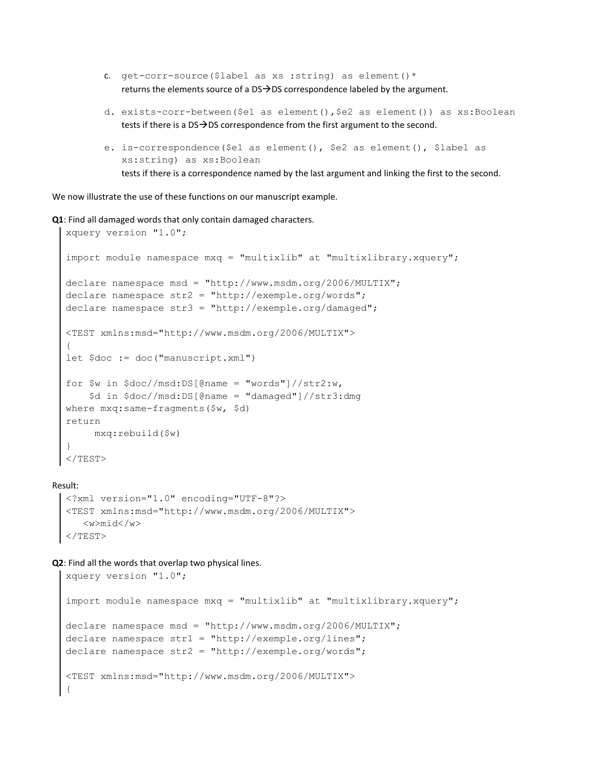c. `get-corr-source($label as xs :string) as element()*`
   returns the elements source of a DS→DS correspondence labeled by the argument.

d. `exists-corr-between($e1 as element(),$e2 as element()) as xs:Boolean`
   tests if there is a DS→DS correspondence from the first argument to the second.

e. `is-correspondence($e1 as element(), $e2 as element(), $label as xs:string) as xs:Boolean`
   tests if there is a correspondence named by the last argument and linking the first to the second.

We now illustrate the use of these functions on our manuscript example.

**Q1**: Find all damaged words that only contain damaged characters.

```
xquery version "1.0";

import module namespace mxq = "multixlib" at "multixlibrary.xquery";

declare namespace msd = "http://www.msdm.org/2006/MULTIX";
declare namespace str2 = "http://exemple.org/words";
declare namespace str3 = "http://exemple.org/damaged";

<TEST xmlns:msd="http://www.msdm.org/2006/MULTIX">
{
let $doc := doc("manuscript.xml")

for $w in $doc//msd:DS[@name = "words"]//str2:w,
    $d in $doc//msd:DS[@name = "damaged"]//str3:dmg
where mxq:same-fragments($w, $d)
return
     mxq:rebuild($w)
}
</TEST>
```

Result:

```
<?xml version="1.0" encoding="UTF-8"?>
<TEST xmlns:msd="http://www.msdm.org/2006/MULTIX">
   <w>mid</w>
</TEST>
```

**Q2**: Find all the words that overlap two physical lines.

```
xquery version "1.0";

import module namespace mxq = "multixlib" at "multixlibrary.xquery";

declare namespace msd = "http://www.msdm.org/2006/MULTIX";
declare namespace str1 = "http://exemple.org/lines";
declare namespace str2 = "http://exemple.org/words";

<TEST xmlns:msd="http://www.msdm.org/2006/MULTIX">
{
```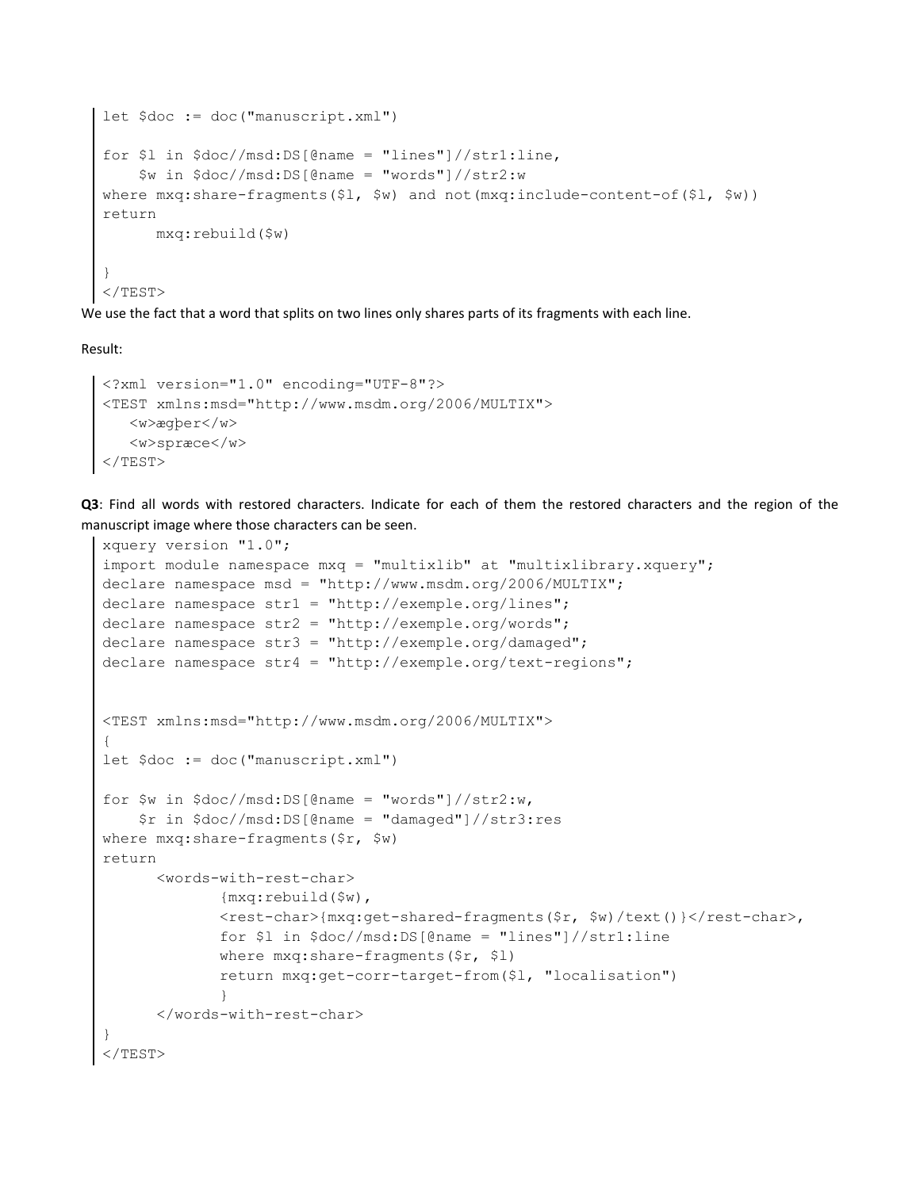```
let $doc := doc("manuscript.xml")

for $l in $doc//msd:DS[@name = "lines"]//str1:line,
    $w in $doc//msd:DS[@name = "words"]//str2:w
where mxq:share-fragments($l, $w) and not(mxq:include-content-of($l, $w))
return
      mxq:rebuild($w)

}
</TEST>
```

We use the fact that a word that splits on two lines only shares parts of its fragments with each line.

Result:

```
<?xml version="1.0" encoding="UTF-8"?>
<TEST xmlns:msd="http://www.msdm.org/2006/MULTIX">
   <w>ægþer</w>
   <w>spræce</w>
</TEST>
```

**Q3**: Find all words with restored characters. Indicate for each of them the restored characters and the region of the manuscript image where those characters can be seen.

```
xquery version "1.0";
import module namespace mxq = "multixlib" at "multixlibrary.xquery";
declare namespace msd = "http://www.msdm.org/2006/MULTIX";
declare namespace str1 = "http://exemple.org/lines";
declare namespace str2 = "http://exemple.org/words";
declare namespace str3 = "http://exemple.org/damaged";
declare namespace str4 = "http://exemple.org/text-regions";


<TEST xmlns:msd="http://www.msdm.org/2006/MULTIX">
{
let $doc := doc("manuscript.xml")

for $w in $doc//msd:DS[@name = "words"]//str2:w,
    $r in $doc//msd:DS[@name = "damaged"]//str3:res
where mxq:share-fragments($r, $w)
return
      <words-with-rest-char>
            {mxq:rebuild($w),
            <rest-char>{mxq:get-shared-fragments($r, $w)/text()}</rest-char>,
            for $l in $doc//msd:DS[@name = "lines"]//str1:line
            where mxq:share-fragments($r, $l)
            return mxq:get-corr-target-from($l, "localisation")
            }
      </words-with-rest-char>
}
</TEST>
```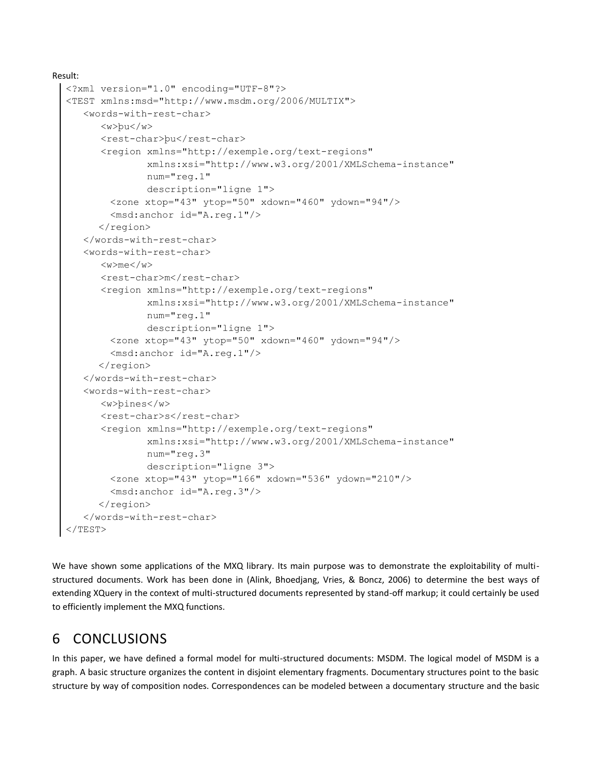Result:

```
<?xml version="1.0" encoding="UTF-8"?>
<TEST xmlns:msd="http://www.msdm.org/2006/MULTIX">
   <words-with-rest-char>
      <w>þu</w>
      <rest-char>þu</rest-char>
      <region xmlns="http://exemple.org/text-regions"
              xmlns:xsi="http://www.w3.org/2001/XMLSchema-instance"
              num="reg.1"
              description="ligne 1">
        <zone xtop="43" ytop="50" xdown="460" ydown="94"/>
        <msd:anchor id="A.reg.1"/>
      </region>
   </words-with-rest-char>
   <words-with-rest-char>
      <w>me</w>
      <rest-char>m</rest-char>
      <region xmlns="http://exemple.org/text-regions"
              xmlns:xsi="http://www.w3.org/2001/XMLSchema-instance"
              num="reg.1"
              description="ligne 1">
        <zone xtop="43" ytop="50" xdown="460" ydown="94"/>
        <msd:anchor id="A.reg.1"/>
      </region>
   </words-with-rest-char>
   <words-with-rest-char>
      <w>þines</w>
      <rest-char>s</rest-char>
      <region xmlns="http://exemple.org/text-regions"
              xmlns:xsi="http://www.w3.org/2001/XMLSchema-instance"
              num="reg.3"
              description="ligne 3">
        <zone xtop="43" ytop="166" xdown="536" ydown="210"/>
        <msd:anchor id="A.reg.3"/>
      </region>
   </words-with-rest-char>
</TEST>
```

We have shown some applications of the MXQ library. Its main purpose was to demonstrate the exploitability of multi-structured documents. Work has been done in (Alink, Bhoedjang, Vries, & Boncz, 2006) to determine the best ways of extending XQuery in the context of multi-structured documents represented by stand-off markup; it could certainly be used to efficiently implement the MXQ functions.

# 6 CONCLUSIONS

In this paper, we have defined a formal model for multi-structured documents: MSDM. The logical model of MSDM is a graph. A basic structure organizes the content in disjoint elementary fragments. Documentary structures point to the basic structure by way of composition nodes. Correspondences can be modeled between a documentary structure and the basic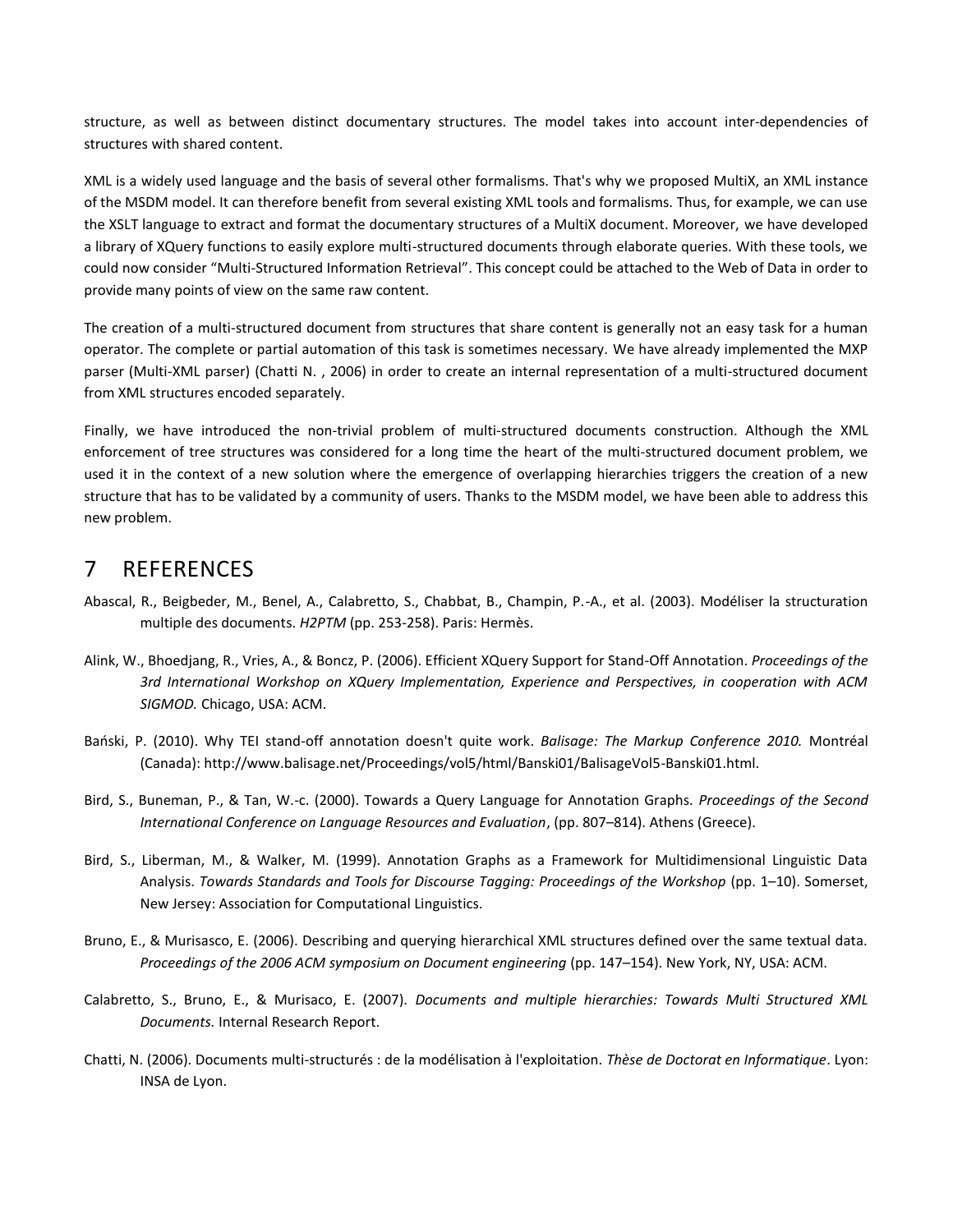structure, as well as between distinct documentary structures. The model takes into account inter-dependencies of structures with shared content.

XML is a widely used language and the basis of several other formalisms. That's why we proposed MultiX, an XML instance of the MSDM model. It can therefore benefit from several existing XML tools and formalisms. Thus, for example, we can use the XSLT language to extract and format the documentary structures of a MultiX document. Moreover, we have developed a library of XQuery functions to easily explore multi-structured documents through elaborate queries. With these tools, we could now consider "Multi-Structured Information Retrieval". This concept could be attached to the Web of Data in order to provide many points of view on the same raw content.

The creation of a multi-structured document from structures that share content is generally not an easy task for a human operator. The complete or partial automation of this task is sometimes necessary. We have already implemented the MXP parser (Multi-XML parser) (Chatti N. , 2006) in order to create an internal representation of a multi-structured document from XML structures encoded separately.

Finally, we have introduced the non-trivial problem of multi-structured documents construction. Although the XML enforcement of tree structures was considered for a long time the heart of the multi-structured document problem, we used it in the context of a new solution where the emergence of overlapping hierarchies triggers the creation of a new structure that has to be validated by a community of users. Thanks to the MSDM model, we have been able to address this new problem.

# 7 REFERENCES

Abascal, R., Beigbeder, M., Benel, A., Calabretto, S., Chabbat, B., Champin, P.-A., et al. (2003). Modéliser la structuration multiple des documents. *H2PTM* (pp. 253-258). Paris: Hermès.

Alink, W., Bhoedjang, R., Vries, A., & Boncz, P. (2006). Efficient XQuery Support for Stand-Off Annotation. *Proceedings of the 3rd International Workshop on XQuery Implementation, Experience and Perspectives, in cooperation with ACM SIGMOD.* Chicago, USA: ACM.

Bański, P. (2010). Why TEI stand-off annotation doesn't quite work. *Balisage: The Markup Conference 2010.* Montréal (Canada): http://www.balisage.net/Proceedings/vol5/html/Banski01/BalisageVol5-Banski01.html.

Bird, S., Buneman, P., & Tan, W.-c. (2000). Towards a Query Language for Annotation Graphs. *Proceedings of the Second International Conference on Language Resources and Evaluation*, (pp. 807–814). Athens (Greece).

Bird, S., Liberman, M., & Walker, M. (1999). Annotation Graphs as a Framework for Multidimensional Linguistic Data Analysis. *Towards Standards and Tools for Discourse Tagging: Proceedings of the Workshop* (pp. 1–10). Somerset, New Jersey: Association for Computational Linguistics.

Bruno, E., & Murisasco, E. (2006). Describing and querying hierarchical XML structures defined over the same textual data. *Proceedings of the 2006 ACM symposium on Document engineering* (pp. 147–154). New York, NY, USA: ACM.

Calabretto, S., Bruno, E., & Murisaco, E. (2007). *Documents and multiple hierarchies: Towards Multi Structured XML Documents.* Internal Research Report.

Chatti, N. (2006). Documents multi-structurés : de la modélisation à l'exploitation. *Thèse de Doctorat en Informatique*. Lyon: INSA de Lyon.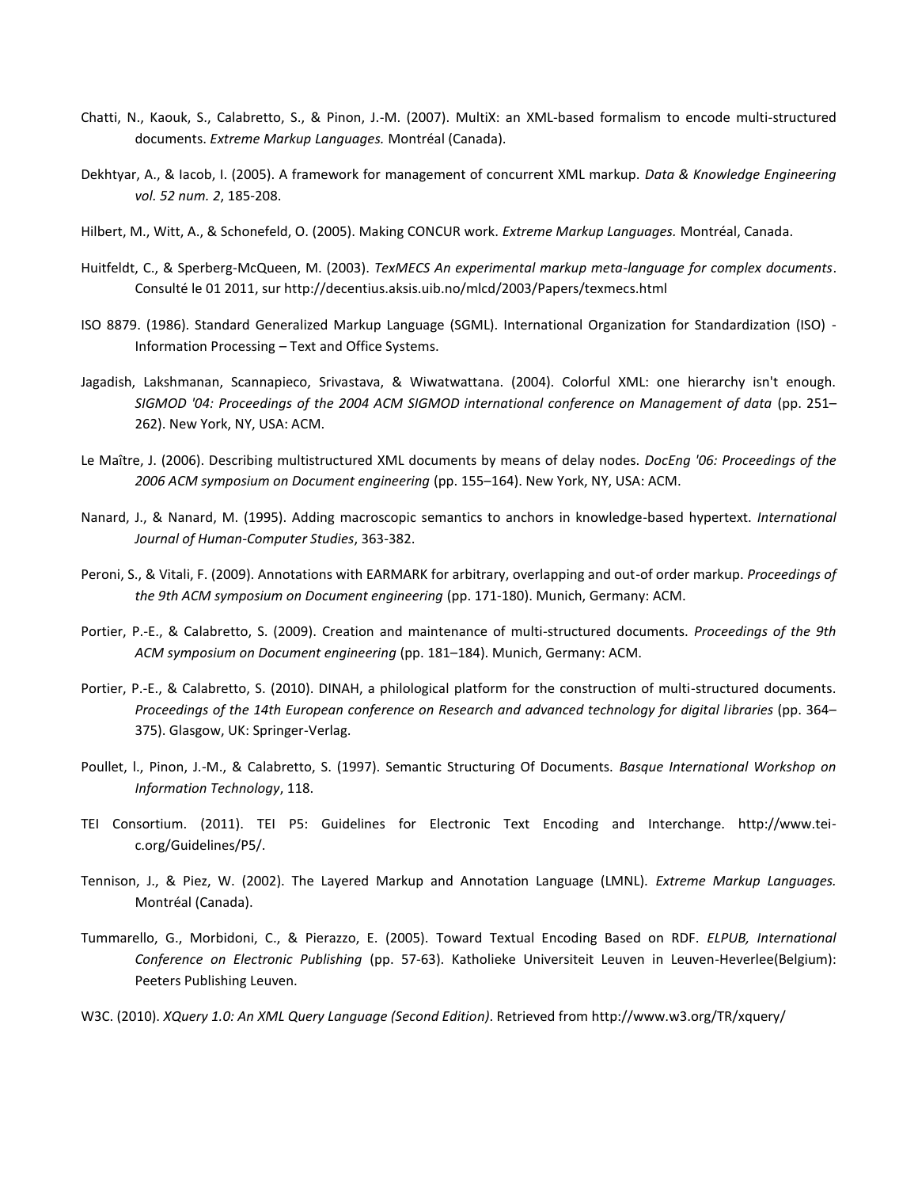Chatti, N., Kaouk, S., Calabretto, S., & Pinon, J.-M. (2007). MultiX: an XML-based formalism to encode multi-structured documents. *Extreme Markup Languages.* Montréal (Canada).

Dekhtyar, A., & Iacob, I. (2005). A framework for management of concurrent XML markup. *Data & Knowledge Engineering vol. 52 num. 2*, 185-208.

Hilbert, M., Witt, A., & Schonefeld, O. (2005). Making CONCUR work. *Extreme Markup Languages.* Montréal, Canada.

Huitfeldt, C., & Sperberg-McQueen, M. (2003). *TexMECS An experimental markup meta-language for complex documents*. Consulté le 01 2011, sur http://decentius.aksis.uib.no/mlcd/2003/Papers/texmecs.html

ISO 8879. (1986). Standard Generalized Markup Language (SGML). International Organization for Standardization (ISO) - Information Processing – Text and Office Systems.

Jagadish, Lakshmanan, Scannapieco, Srivastava, & Wiwatwattana. (2004). Colorful XML: one hierarchy isn't enough. *SIGMOD '04: Proceedings of the 2004 ACM SIGMOD international conference on Management of data* (pp. 251–262). New York, NY, USA: ACM.

Le Maître, J. (2006). Describing multistructured XML documents by means of delay nodes. *DocEng '06: Proceedings of the 2006 ACM symposium on Document engineering* (pp. 155–164). New York, NY, USA: ACM.

Nanard, J., & Nanard, M. (1995). Adding macroscopic semantics to anchors in knowledge-based hypertext. *International Journal of Human-Computer Studies*, 363-382.

Peroni, S., & Vitali, F. (2009). Annotations with EARMARK for arbitrary, overlapping and out-of order markup. *Proceedings of the 9th ACM symposium on Document engineering* (pp. 171-180). Munich, Germany: ACM.

Portier, P.-E., & Calabretto, S. (2009). Creation and maintenance of multi-structured documents. *Proceedings of the 9th ACM symposium on Document engineering* (pp. 181–184). Munich, Germany: ACM.

Portier, P.-E., & Calabretto, S. (2010). DINAH, a philological platform for the construction of multi-structured documents. *Proceedings of the 14th European conference on Research and advanced technology for digital libraries* (pp. 364–375). Glasgow, UK: Springer-Verlag.

Poullet, l., Pinon, J.-M., & Calabretto, S. (1997). Semantic Structuring Of Documents. *Basque International Workshop on Information Technology*, 118.

TEI Consortium. (2011). TEI P5: Guidelines for Electronic Text Encoding and Interchange. http://www.tei-c.org/Guidelines/P5/.

Tennison, J., & Piez, W. (2002). The Layered Markup and Annotation Language (LMNL). *Extreme Markup Languages.* Montréal (Canada).

Tummarello, G., Morbidoni, C., & Pierazzo, E. (2005). Toward Textual Encoding Based on RDF. *ELPUB, International Conference on Electronic Publishing* (pp. 57-63). Katholieke Universiteit Leuven in Leuven-Heverlee(Belgium): Peeters Publishing Leuven.

W3C. (2010). *XQuery 1.0: An XML Query Language (Second Edition)*. Retrieved from http://www.w3.org/TR/xquery/